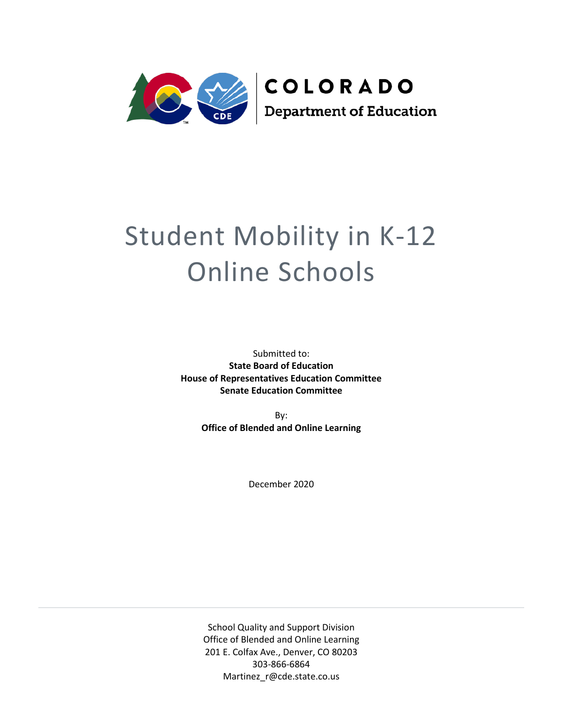COLORADO

Department of Education

# Student Mobility in K-12 Online Schools

Submitted to:

**State Board of Education**
**House of Representatives Education Committee**
**Senate Education Committee**

By:

**Office of Blended and Online Learning**

December 2020

School Quality and Support Division
Office of Blended and Online Learning
201 E. Colfax Ave., Denver, CO 80203
303-866-6864
Martinez_r@cde.state.co.us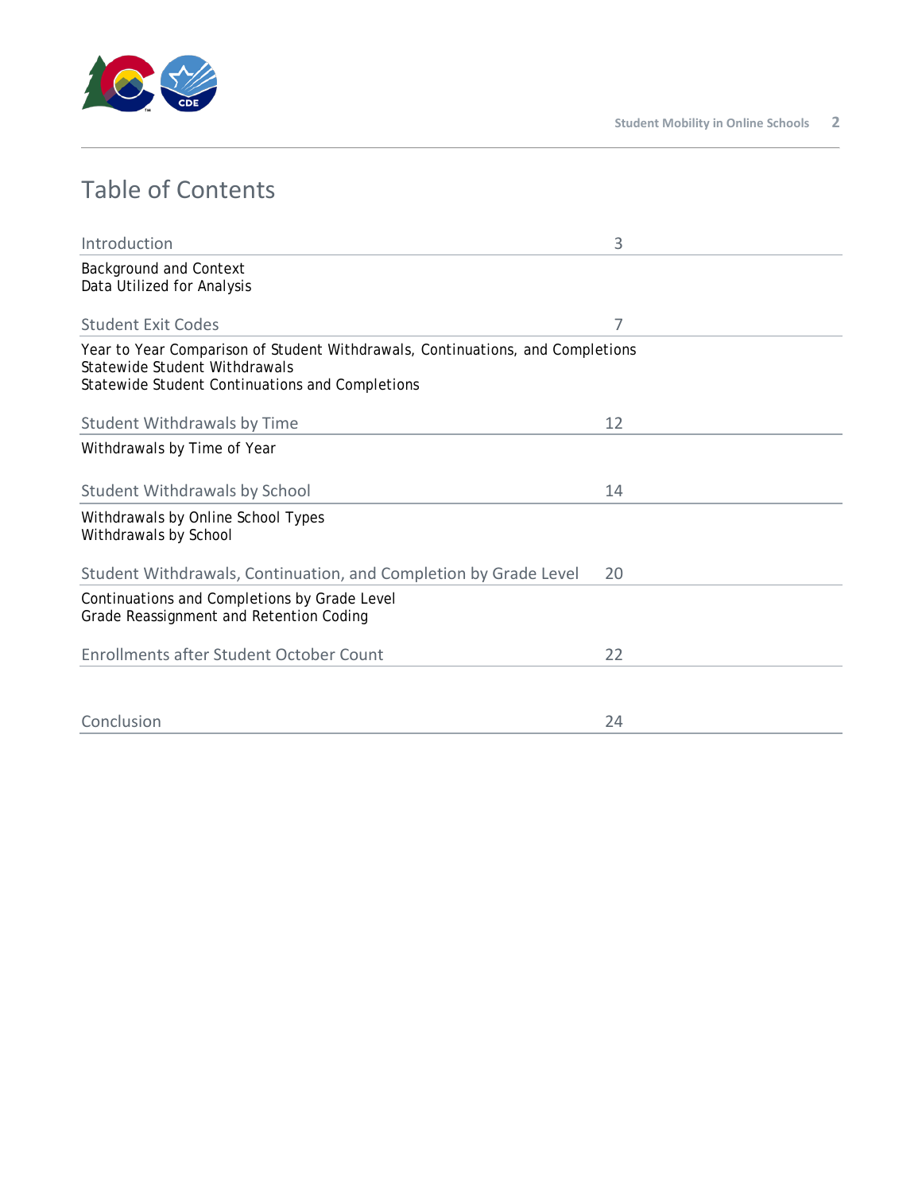# Table of Contents

| Section | Page |
|---|---|
| Introduction | 3 |
| Background and Context<br>Data Utilized for Analysis | |
| Student Exit Codes | 7 |
| Year to Year Comparison of Student Withdrawals, Continuations, and Completions<br>Statewide Student Withdrawals<br>Statewide Student Continuations and Completions | |
| Student Withdrawals by Time | 12 |
| Withdrawals by Time of Year | |
| Student Withdrawals by School | 14 |
| Withdrawals by Online School Types<br>Withdrawals by School | |
| Student Withdrawals, Continuation, and Completion by Grade Level | 20 |
| Continuations and Completions by Grade Level<br>Grade Reassignment and Retention Coding | |
| Enrollments after Student October Count | 22 |
| Conclusion | 24 |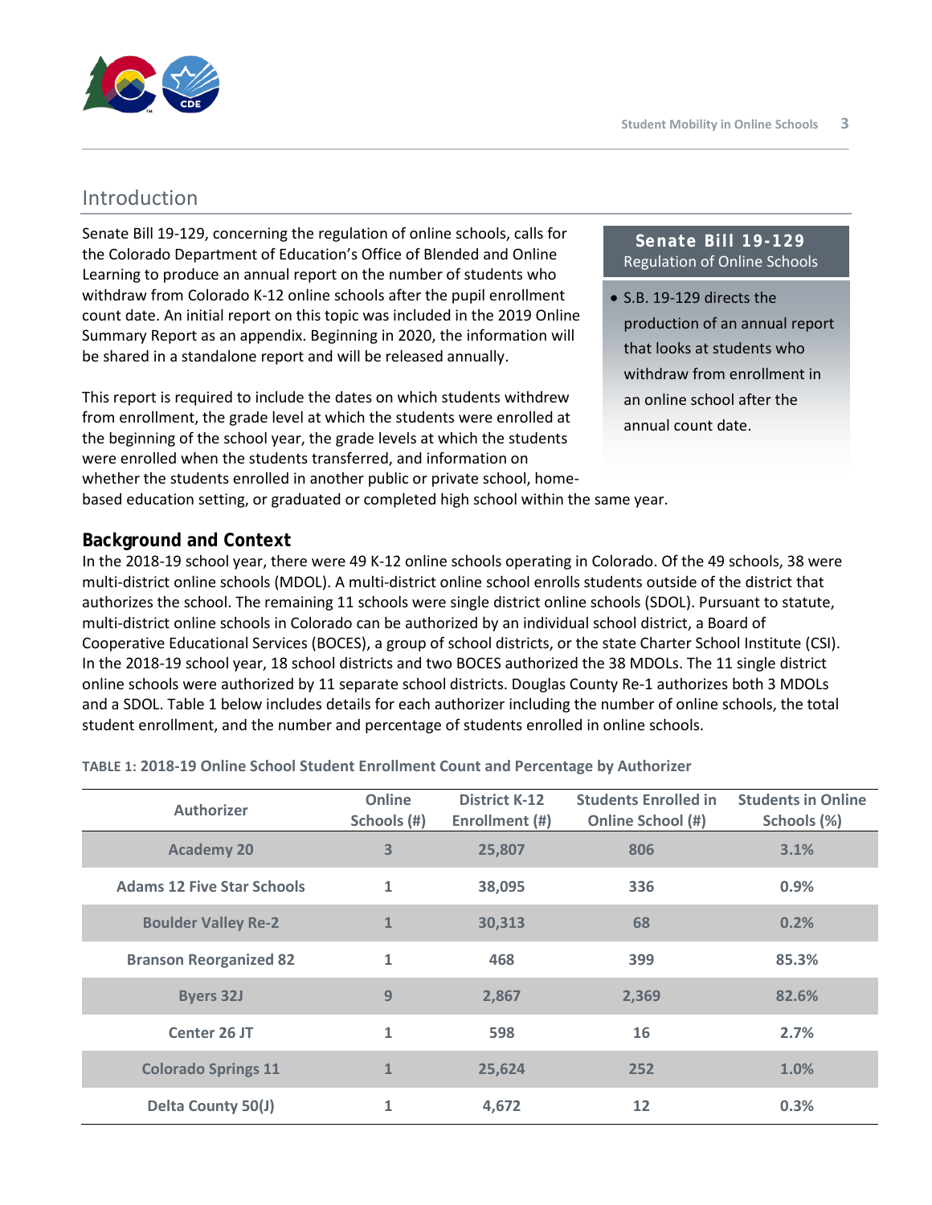## Introduction

Senate Bill 19-129, concerning the regulation of online schools, calls for the Colorado Department of Education's Office of Blended and Online Learning to produce an annual report on the number of students who withdraw from Colorado K-12 online schools after the pupil enrollment count date. An initial report on this topic was included in the 2019 Online Summary Report as an appendix. Beginning in 2020, the information will be shared in a standalone report and will be released annually.

This report is required to include the dates on which students withdrew from enrollment, the grade level at which the students were enrolled at the beginning of the school year, the grade levels at which the students were enrolled when the students transferred, and information on whether the students enrolled in another public or private school, home-based education setting, or graduated or completed high school within the same year.

> **Senate Bill 19-129**
> Regulation of Online Schools
>
> - S.B. 19-129 directs the production of an annual report that looks at students who withdraw from enrollment in an online school after the annual count date.

### Background and Context

In the 2018-19 school year, there were 49 K-12 online schools operating in Colorado. Of the 49 schools, 38 were multi-district online schools (MDOL). A multi-district online school enrolls students outside of the district that authorizes the school. The remaining 11 schools were single district online schools (SDOL). Pursuant to statute, multi-district online schools in Colorado can be authorized by an individual school district, a Board of Cooperative Educational Services (BOCES), a group of school districts, or the state Charter School Institute (CSI). In the 2018-19 school year, 18 school districts and two BOCES authorized the 38 MDOLs. The 11 single district online schools were authorized by 11 separate school districts. Douglas County Re-1 authorizes both 3 MDOLs and a SDOL. Table 1 below includes details for each authorizer including the number of online schools, the total student enrollment, and the number and percentage of students enrolled in online schools.

**TABLE 1: 2018-19 Online School Student Enrollment Count and Percentage by Authorizer**

| Authorizer | Online Schools (#) | District K-12 Enrollment (#) | Students Enrolled in Online School (#) | Students in Online Schools (%) |
|---|---|---|---|---|
| Academy 20 | 3 | 25,807 | 806 | 3.1% |
| Adams 12 Five Star Schools | 1 | 38,095 | 336 | 0.9% |
| Boulder Valley Re-2 | 1 | 30,313 | 68 | 0.2% |
| Branson Reorganized 82 | 1 | 468 | 399 | 85.3% |
| Byers 32J | 9 | 2,867 | 2,369 | 82.6% |
| Center 26 JT | 1 | 598 | 16 | 2.7% |
| Colorado Springs 11 | 1 | 25,624 | 252 | 1.0% |
| Delta County 50(J) | 1 | 4,672 | 12 | 0.3% |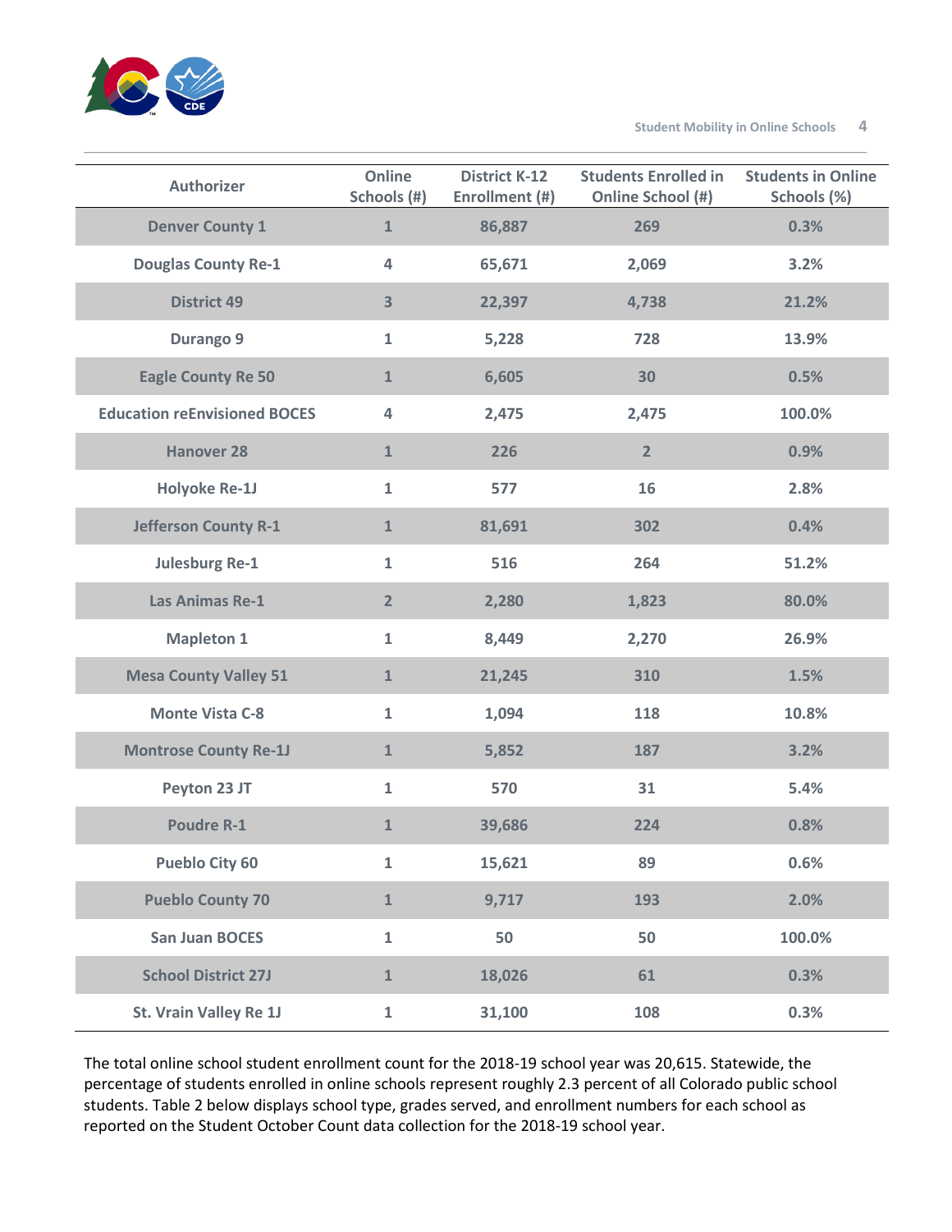| Authorizer | Online Schools (#) | District K-12 Enrollment (#) | Students Enrolled in Online School (#) | Students in Online Schools (%) |
|---|---|---|---|---|
| Denver County 1 | 1 | 86,887 | 269 | 0.3% |
| Douglas County Re-1 | 4 | 65,671 | 2,069 | 3.2% |
| District 49 | 3 | 22,397 | 4,738 | 21.2% |
| Durango 9 | 1 | 5,228 | 728 | 13.9% |
| Eagle County Re 50 | 1 | 6,605 | 30 | 0.5% |
| Education reEnvisioned BOCES | 4 | 2,475 | 2,475 | 100.0% |
| Hanover 28 | 1 | 226 | 2 | 0.9% |
| Holyoke Re-1J | 1 | 577 | 16 | 2.8% |
| Jefferson County R-1 | 1 | 81,691 | 302 | 0.4% |
| Julesburg Re-1 | 1 | 516 | 264 | 51.2% |
| Las Animas Re-1 | 2 | 2,280 | 1,823 | 80.0% |
| Mapleton 1 | 1 | 8,449 | 2,270 | 26.9% |
| Mesa County Valley 51 | 1 | 21,245 | 310 | 1.5% |
| Monte Vista C-8 | 1 | 1,094 | 118 | 10.8% |
| Montrose County Re-1J | 1 | 5,852 | 187 | 3.2% |
| Peyton 23 JT | 1 | 570 | 31 | 5.4% |
| Poudre R-1 | 1 | 39,686 | 224 | 0.8% |
| Pueblo City 60 | 1 | 15,621 | 89 | 0.6% |
| Pueblo County 70 | 1 | 9,717 | 193 | 2.0% |
| San Juan BOCES | 1 | 50 | 50 | 100.0% |
| School District 27J | 1 | 18,026 | 61 | 0.3% |
| St. Vrain Valley Re 1J | 1 | 31,100 | 108 | 0.3% |

The total online school student enrollment count for the 2018-19 school year was 20,615. Statewide, the percentage of students enrolled in online schools represent roughly 2.3 percent of all Colorado public school students. Table 2 below displays school type, grades served, and enrollment numbers for each school as reported on the Student October Count data collection for the 2018-19 school year.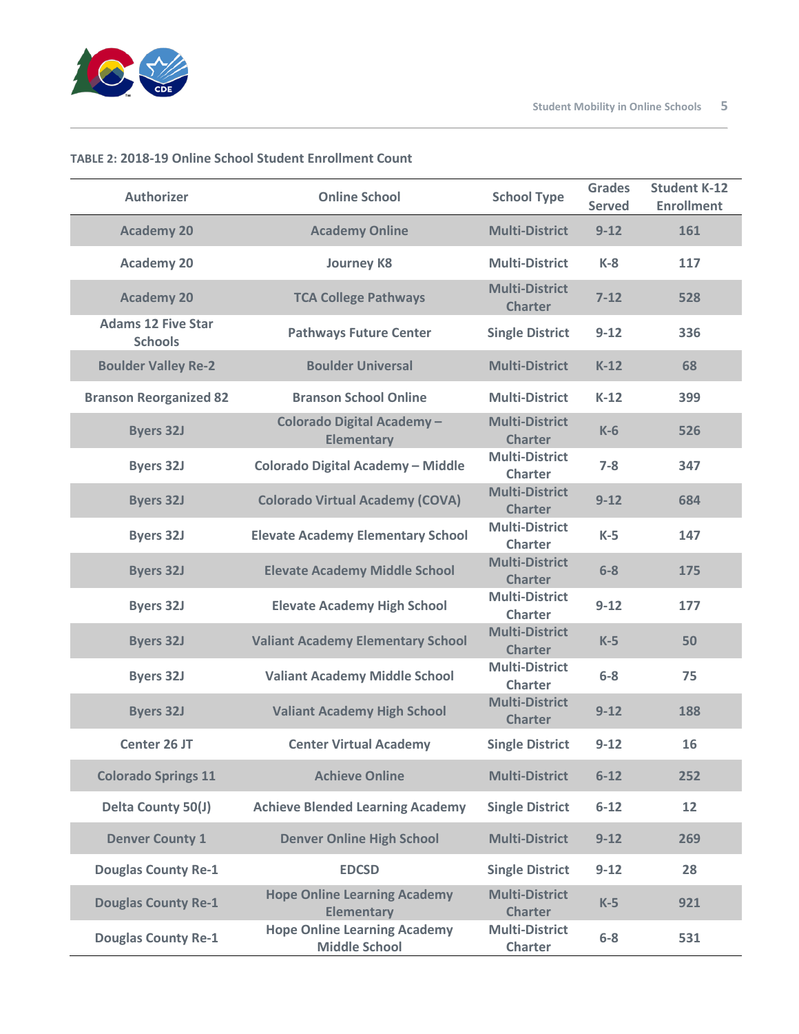**TABLE 2: 2018-19 Online School Student Enrollment Count**

| Authorizer | Online School | School Type | Grades Served | Student K-12 Enrollment |
|---|---|---|---|---|
| Academy 20 | Academy Online | Multi-District | 9-12 | 161 |
| Academy 20 | Journey K8 | Multi-District | K-8 | 117 |
| Academy 20 | TCA College Pathways | Multi-District Charter | 7-12 | 528 |
| Adams 12 Five Star Schools | Pathways Future Center | Single District | 9-12 | 336 |
| Boulder Valley Re-2 | Boulder Universal | Multi-District | K-12 | 68 |
| Branson Reorganized 82 | Branson School Online | Multi-District | K-12 | 399 |
| Byers 32J | Colorado Digital Academy – Elementary | Multi-District Charter | K-6 | 526 |
| Byers 32J | Colorado Digital Academy – Middle | Multi-District Charter | 7-8 | 347 |
| Byers 32J | Colorado Virtual Academy (COVA) | Multi-District Charter | 9-12 | 684 |
| Byers 32J | Elevate Academy Elementary School | Multi-District Charter | K-5 | 147 |
| Byers 32J | Elevate Academy Middle School | Multi-District Charter | 6-8 | 175 |
| Byers 32J | Elevate Academy High School | Multi-District Charter | 9-12 | 177 |
| Byers 32J | Valiant Academy Elementary School | Multi-District Charter | K-5 | 50 |
| Byers 32J | Valiant Academy Middle School | Multi-District Charter | 6-8 | 75 |
| Byers 32J | Valiant Academy High School | Multi-District Charter | 9-12 | 188 |
| Center 26 JT | Center Virtual Academy | Single District | 9-12 | 16 |
| Colorado Springs 11 | Achieve Online | Multi-District | 6-12 | 252 |
| Delta County 50(J) | Achieve Blended Learning Academy | Single District | 6-12 | 12 |
| Denver County 1 | Denver Online High School | Multi-District | 9-12 | 269 |
| Douglas County Re-1 | EDCSD | Single District | 9-12 | 28 |
| Douglas County Re-1 | Hope Online Learning Academy Elementary | Multi-District Charter | K-5 | 921 |
| Douglas County Re-1 | Hope Online Learning Academy Middle School | Multi-District Charter | 6-8 | 531 |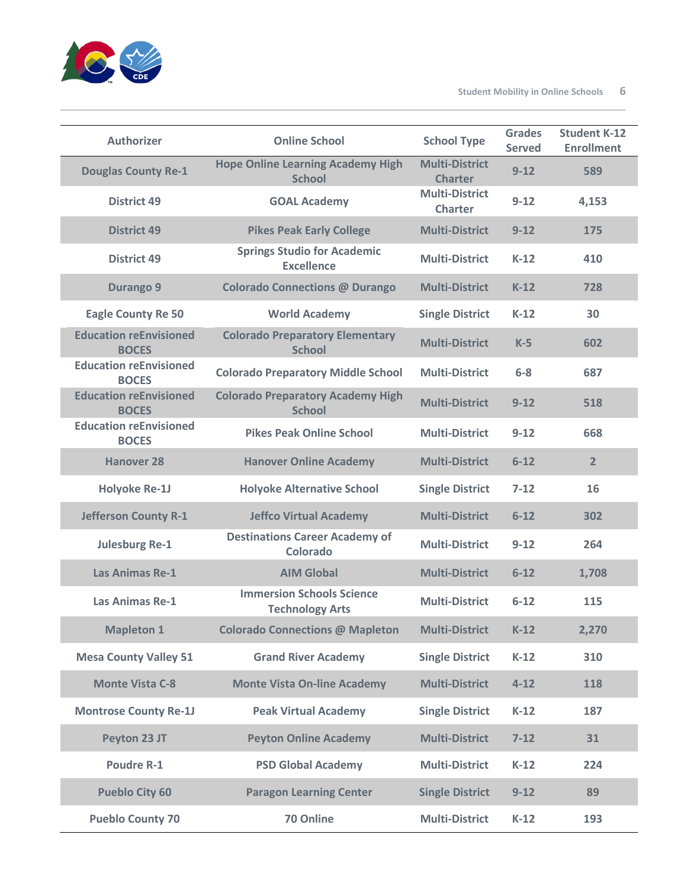| Authorizer | Online School | School Type | Grades Served | Student K-12 Enrollment |
|---|---|---|---|---|
| Douglas County Re-1 | Hope Online Learning Academy High School | Multi-District Charter | 9-12 | 589 |
| District 49 | GOAL Academy | Multi-District Charter | 9-12 | 4,153 |
| District 49 | Pikes Peak Early College | Multi-District | 9-12 | 175 |
| District 49 | Springs Studio for Academic Excellence | Multi-District | K-12 | 410 |
| Durango 9 | Colorado Connections @ Durango | Multi-District | K-12 | 728 |
| Eagle County Re 50 | World Academy | Single District | K-12 | 30 |
| Education reEnvisioned BOCES | Colorado Preparatory Elementary School | Multi-District | K-5 | 602 |
| Education reEnvisioned BOCES | Colorado Preparatory Middle School | Multi-District | 6-8 | 687 |
| Education reEnvisioned BOCES | Colorado Preparatory Academy High School | Multi-District | 9-12 | 518 |
| Education reEnvisioned BOCES | Pikes Peak Online School | Multi-District | 9-12 | 668 |
| Hanover 28 | Hanover Online Academy | Multi-District | 6-12 | 2 |
| Holyoke Re-1J | Holyoke Alternative School | Single District | 7-12 | 16 |
| Jefferson County R-1 | Jeffco Virtual Academy | Multi-District | 6-12 | 302 |
| Julesburg Re-1 | Destinations Career Academy of Colorado | Multi-District | 9-12 | 264 |
| Las Animas Re-1 | AIM Global | Multi-District | 6-12 | 1,708 |
| Las Animas Re-1 | Immersion Schools Science Technology Arts | Multi-District | 6-12 | 115 |
| Mapleton 1 | Colorado Connections @ Mapleton | Multi-District | K-12 | 2,270 |
| Mesa County Valley 51 | Grand River Academy | Single District | K-12 | 310 |
| Monte Vista C-8 | Monte Vista On-line Academy | Multi-District | 4-12 | 118 |
| Montrose County Re-1J | Peak Virtual Academy | Single District | K-12 | 187 |
| Peyton 23 JT | Peyton Online Academy | Multi-District | 7-12 | 31 |
| Poudre R-1 | PSD Global Academy | Multi-District | K-12 | 224 |
| Pueblo City 60 | Paragon Learning Center | Single District | 9-12 | 89 |
| Pueblo County 70 | 70 Online | Multi-District | K-12 | 193 |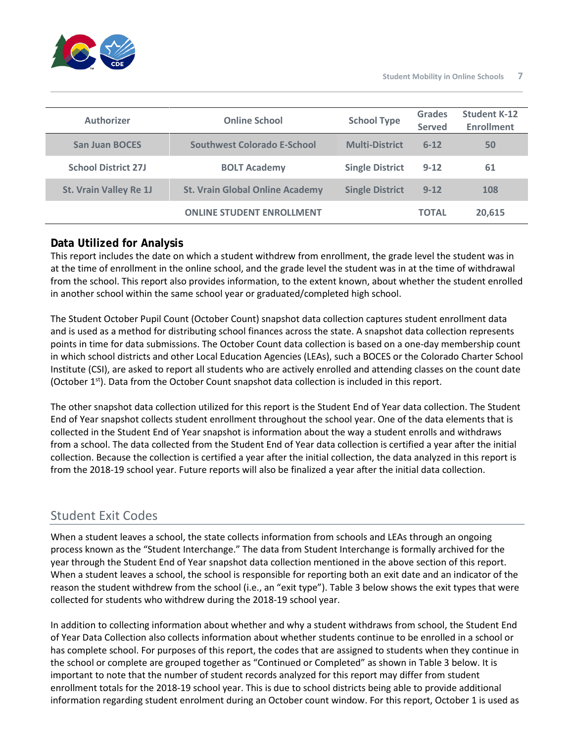| Authorizer | Online School | School Type | Grades Served | Student K-12 Enrollment |
|---|---|---|---|---|
| San Juan BOCES | Southwest Colorado E-School | Multi-District | 6-12 | 50 |
| School District 27J | BOLT Academy | Single District | 9-12 | 61 |
| St. Vrain Valley Re 1J | St. Vrain Global Online Academy | Single District | 9-12 | 108 |
| | ONLINE STUDENT ENROLLMENT | | TOTAL | 20,615 |

### Data Utilized for Analysis

This report includes the date on which a student withdrew from enrollment, the grade level the student was in at the time of enrollment in the online school, and the grade level the student was in at the time of withdrawal from the school. This report also provides information, to the extent known, about whether the student enrolled in another school within the same school year or graduated/completed high school.

The Student October Pupil Count (October Count) snapshot data collection captures student enrollment data and is used as a method for distributing school finances across the state. A snapshot data collection represents points in time for data submissions. The October Count data collection is based on a one-day membership count in which school districts and other Local Education Agencies (LEAs), such a BOCES or the Colorado Charter School Institute (CSI), are asked to report all students who are actively enrolled and attending classes on the count date (October 1st). Data from the October Count snapshot data collection is included in this report.

The other snapshot data collection utilized for this report is the Student End of Year data collection. The Student End of Year snapshot collects student enrollment throughout the school year. One of the data elements that is collected in the Student End of Year snapshot is information about the way a student enrolls and withdraws from a school. The data collected from the Student End of Year data collection is certified a year after the initial collection. Because the collection is certified a year after the initial collection, the data analyzed in this report is from the 2018-19 school year. Future reports will also be finalized a year after the initial data collection.

## Student Exit Codes

When a student leaves a school, the state collects information from schools and LEAs through an ongoing process known as the "Student Interchange." The data from Student Interchange is formally archived for the year through the Student End of Year snapshot data collection mentioned in the above section of this report. When a student leaves a school, the school is responsible for reporting both an exit date and an indicator of the reason the student withdrew from the school (i.e., an "exit type"). Table 3 below shows the exit types that were collected for students who withdrew during the 2018-19 school year.

In addition to collecting information about whether and why a student withdraws from school, the Student End of Year Data Collection also collects information about whether students continue to be enrolled in a school or has complete school. For purposes of this report, the codes that are assigned to students when they continue in the school or complete are grouped together as "Continued or Completed" as shown in Table 3 below. It is important to note that the number of student records analyzed for this report may differ from student enrollment totals for the 2018-19 school year. This is due to school districts being able to provide additional information regarding student enrolment during an October count window. For this report, October 1 is used as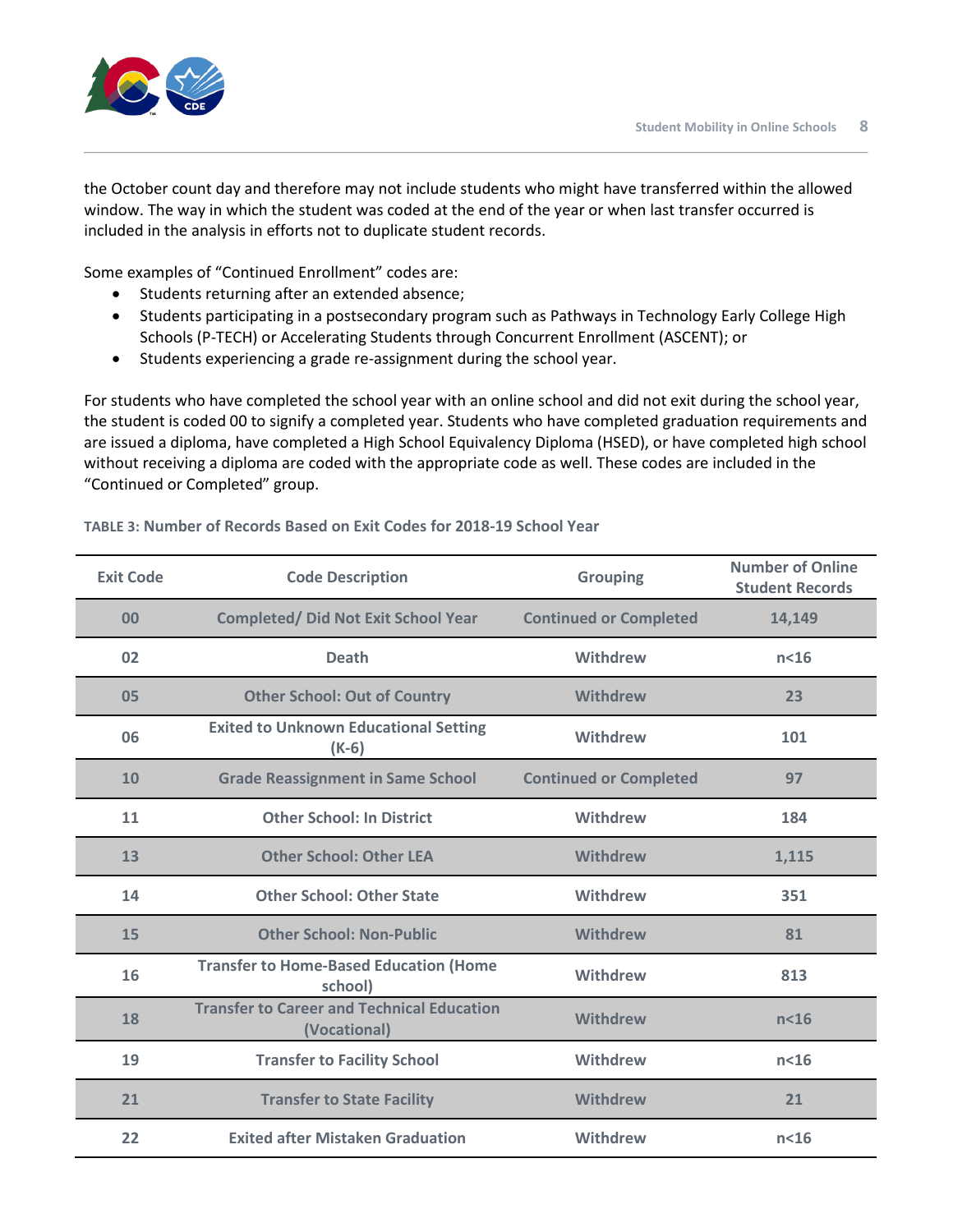the October count day and therefore may not include students who might have transferred within the allowed window. The way in which the student was coded at the end of the year or when last transfer occurred is included in the analysis in efforts not to duplicate student records.

Some examples of "Continued Enrollment" codes are:

- Students returning after an extended absence;
- Students participating in a postsecondary program such as Pathways in Technology Early College High Schools (P-TECH) or Accelerating Students through Concurrent Enrollment (ASCENT); or
- Students experiencing a grade re-assignment during the school year.

For students who have completed the school year with an online school and did not exit during the school year, the student is coded 00 to signify a completed year. Students who have completed graduation requirements and are issued a diploma, have completed a High School Equivalency Diploma (HSED), or have completed high school without receiving a diploma are coded with the appropriate code as well. These codes are included in the "Continued or Completed" group.

**TABLE 3: Number of Records Based on Exit Codes for 2018-19 School Year**

| Exit Code | Code Description | Grouping | Number of Online Student Records |
|---|---|---|---|
| 00 | Completed/ Did Not Exit School Year | Continued or Completed | 14,149 |
| 02 | Death | Withdrew | n<16 |
| 05 | Other School: Out of Country | Withdrew | 23 |
| 06 | Exited to Unknown Educational Setting (K-6) | Withdrew | 101 |
| 10 | Grade Reassignment in Same School | Continued or Completed | 97 |
| 11 | Other School: In District | Withdrew | 184 |
| 13 | Other School: Other LEA | Withdrew | 1,115 |
| 14 | Other School: Other State | Withdrew | 351 |
| 15 | Other School: Non-Public | Withdrew | 81 |
| 16 | Transfer to Home-Based Education (Home school) | Withdrew | 813 |
| 18 | Transfer to Career and Technical Education (Vocational) | Withdrew | n<16 |
| 19 | Transfer to Facility School | Withdrew | n<16 |
| 21 | Transfer to State Facility | Withdrew | 21 |
| 22 | Exited after Mistaken Graduation | Withdrew | n<16 |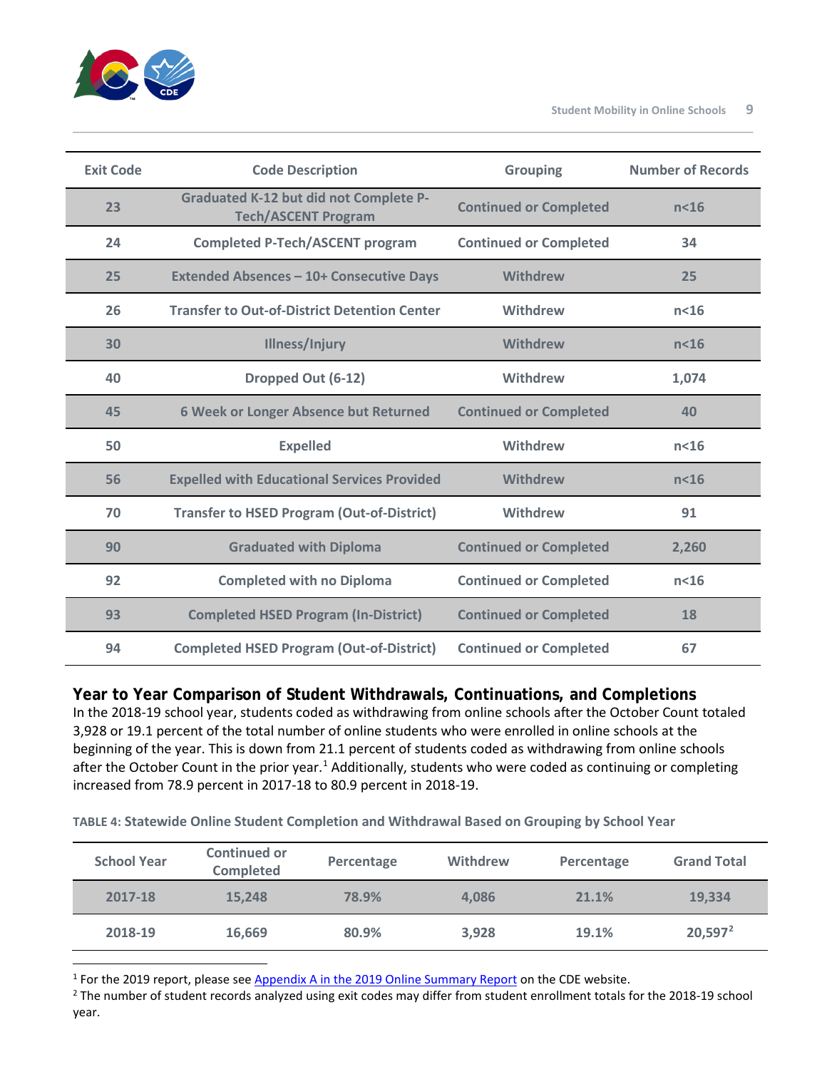| Exit Code | Code Description | Grouping | Number of Records |
|---|---|---|---|
| 23 | Graduated K-12 but did not Complete P-Tech/ASCENT Program | Continued or Completed | n<16 |
| 24 | Completed P-Tech/ASCENT program | Continued or Completed | 34 |
| 25 | Extended Absences – 10+ Consecutive Days | Withdrew | 25 |
| 26 | Transfer to Out-of-District Detention Center | Withdrew | n<16 |
| 30 | Illness/Injury | Withdrew | n<16 |
| 40 | Dropped Out (6-12) | Withdrew | 1,074 |
| 45 | 6 Week or Longer Absence but Returned | Continued or Completed | 40 |
| 50 | Expelled | Withdrew | n<16 |
| 56 | Expelled with Educational Services Provided | Withdrew | n<16 |
| 70 | Transfer to HSED Program (Out-of-District) | Withdrew | 91 |
| 90 | Graduated with Diploma | Continued or Completed | 2,260 |
| 92 | Completed with no Diploma | Continued or Completed | n<16 |
| 93 | Completed HSED Program (In-District) | Continued or Completed | 18 |
| 94 | Completed HSED Program (Out-of-District) | Continued or Completed | 67 |

## Year to Year Comparison of Student Withdrawals, Continuations, and Completions

In the 2018-19 school year, students coded as withdrawing from online schools after the October Count totaled 3,928 or 19.1 percent of the total number of online students who were enrolled in online schools at the beginning of the year. This is down from 21.1 percent of students coded as withdrawing from online schools after the October Count in the prior year.[1] Additionally, students who were coded as continuing or completing increased from 78.9 percent in 2017-18 to 80.9 percent in 2018-19.

**TABLE 4: Statewide Online Student Completion and Withdrawal Based on Grouping by School Year**

| School Year | Continued or Completed | Percentage | Withdrew | Percentage | Grand Total |
|---|---|---|---|---|---|
| 2017-18 | 15,248 | 78.9% | 4,086 | 21.1% | 19,334 |
| 2018-19 | 16,669 | 80.9% | 3,928 | 19.1% | 20,597[2] |

[1] For the 2019 report, please see Appendix A in the 2019 Online Summary Report on the CDE website.

[2] The number of student records analyzed using exit codes may differ from student enrollment totals for the 2018-19 school year.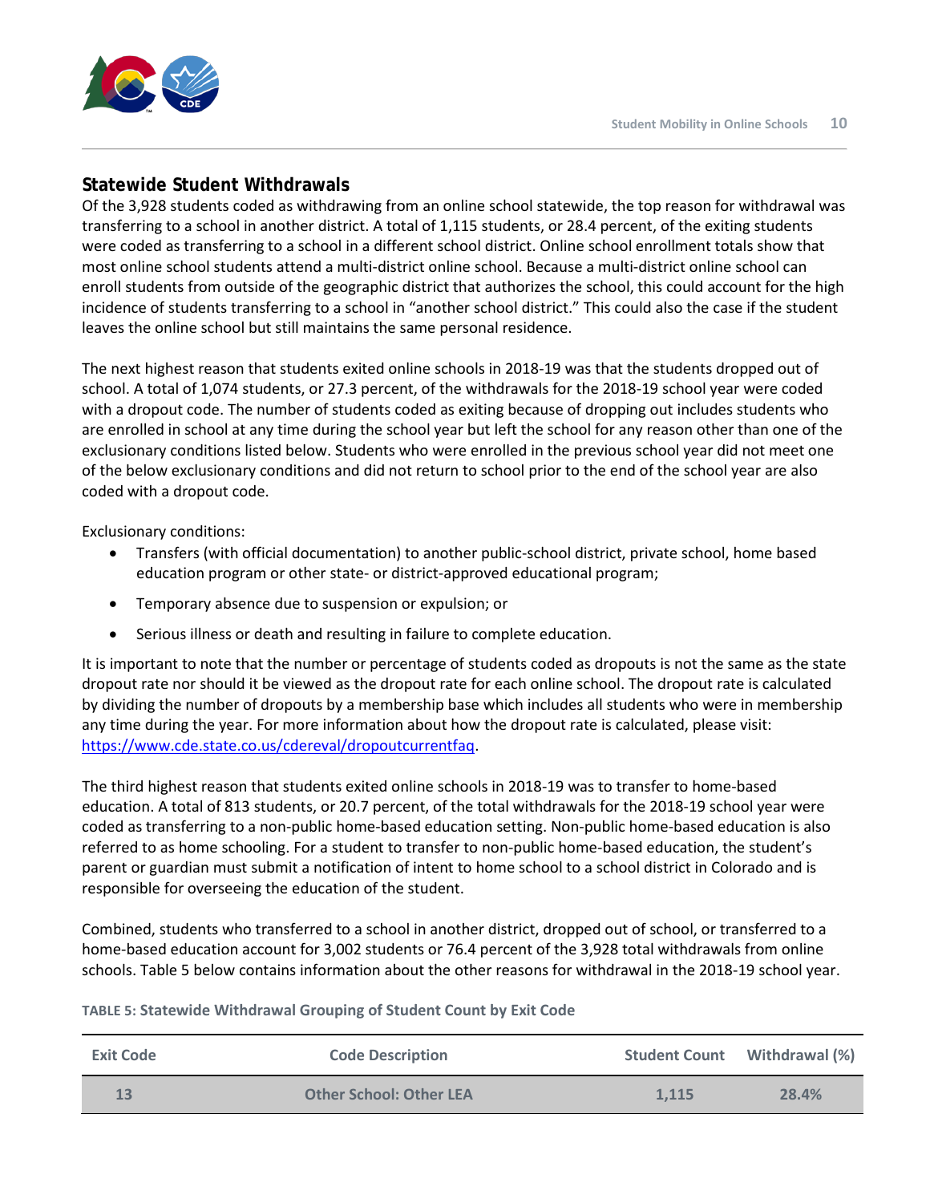## Statewide Student Withdrawals

Of the 3,928 students coded as withdrawing from an online school statewide, the top reason for withdrawal was transferring to a school in another district. A total of 1,115 students, or 28.4 percent, of the exiting students were coded as transferring to a school in a different school district. Online school enrollment totals show that most online school students attend a multi-district online school. Because a multi-district online school can enroll students from outside of the geographic district that authorizes the school, this could account for the high incidence of students transferring to a school in "another school district." This could also the case if the student leaves the online school but still maintains the same personal residence.

The next highest reason that students exited online schools in 2018-19 was that the students dropped out of school. A total of 1,074 students, or 27.3 percent, of the withdrawals for the 2018-19 school year were coded with a dropout code. The number of students coded as exiting because of dropping out includes students who are enrolled in school at any time during the school year but left the school for any reason other than one of the exclusionary conditions listed below. Students who were enrolled in the previous school year did not meet one of the below exclusionary conditions and did not return to school prior to the end of the school year are also coded with a dropout code.

Exclusionary conditions:

- Transfers (with official documentation) to another public-school district, private school, home based education program or other state- or district-approved educational program;
- Temporary absence due to suspension or expulsion; or
- Serious illness or death and resulting in failure to complete education.

It is important to note that the number or percentage of students coded as dropouts is not the same as the state dropout rate nor should it be viewed as the dropout rate for each online school. The dropout rate is calculated by dividing the number of dropouts by a membership base which includes all students who were in membership any time during the year. For more information about how the dropout rate is calculated, please visit: https://www.cde.state.co.us/cdereval/dropoutcurrentfaq.

The third highest reason that students exited online schools in 2018-19 was to transfer to home-based education. A total of 813 students, or 20.7 percent, of the total withdrawals for the 2018-19 school year were coded as transferring to a non-public home-based education setting. Non-public home-based education is also referred to as home schooling. For a student to transfer to non-public home-based education, the student's parent or guardian must submit a notification of intent to home school to a school district in Colorado and is responsible for overseeing the education of the student.

Combined, students who transferred to a school in another district, dropped out of school, or transferred to a home-based education account for 3,002 students or 76.4 percent of the 3,928 total withdrawals from online schools. Table 5 below contains information about the other reasons for withdrawal in the 2018-19 school year.

**TABLE 5: Statewide Withdrawal Grouping of Student Count by Exit Code**

| Exit Code | Code Description | Student Count | Withdrawal (%) |
|---|---|---|---|
| 13 | Other School: Other LEA | 1,115 | 28.4% |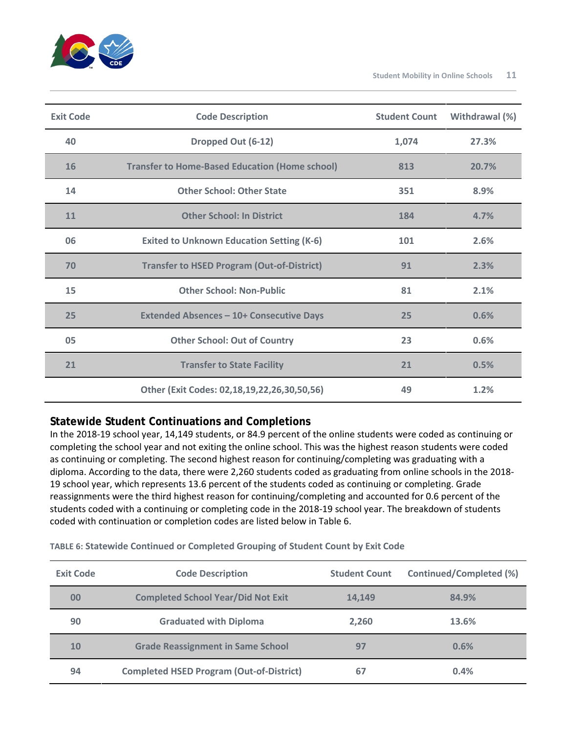| Exit Code | Code Description | Student Count | Withdrawal (%) |
|---|---|---|---|
| 40 | Dropped Out (6-12) | 1,074 | 27.3% |
| 16 | Transfer to Home-Based Education (Home school) | 813 | 20.7% |
| 14 | Other School: Other State | 351 | 8.9% |
| 11 | Other School: In District | 184 | 4.7% |
| 06 | Exited to Unknown Education Setting (K-6) | 101 | 2.6% |
| 70 | Transfer to HSED Program (Out-of-District) | 91 | 2.3% |
| 15 | Other School: Non-Public | 81 | 2.1% |
| 25 | Extended Absences – 10+ Consecutive Days | 25 | 0.6% |
| 05 | Other School: Out of Country | 23 | 0.6% |
| 21 | Transfer to State Facility | 21 | 0.5% |
| | Other (Exit Codes: 02,18,19,22,26,30,50,56) | 49 | 1.2% |

## Statewide Student Continuations and Completions

In the 2018-19 school year, 14,149 students, or 84.9 percent of the online students were coded as continuing or completing the school year and not exiting the online school. This was the highest reason students were coded as continuing or completing. The second highest reason for continuing/completing was graduating with a diploma. According to the data, there were 2,260 students coded as graduating from online schools in the 2018-19 school year, which represents 13.6 percent of the students coded as continuing or completing. Grade reassignments were the third highest reason for continuing/completing and accounted for 0.6 percent of the students coded with a continuing or completing code in the 2018-19 school year. The breakdown of students coded with continuation or completion codes are listed below in Table 6.

**TABLE 6: Statewide Continued or Completed Grouping of Student Count by Exit Code**

| Exit Code | Code Description | Student Count | Continued/Completed (%) |
|---|---|---|---|
| 00 | Completed School Year/Did Not Exit | 14,149 | 84.9% |
| 90 | Graduated with Diploma | 2,260 | 13.6% |
| 10 | Grade Reassignment in Same School | 97 | 0.6% |
| 94 | Completed HSED Program (Out-of-District) | 67 | 0.4% |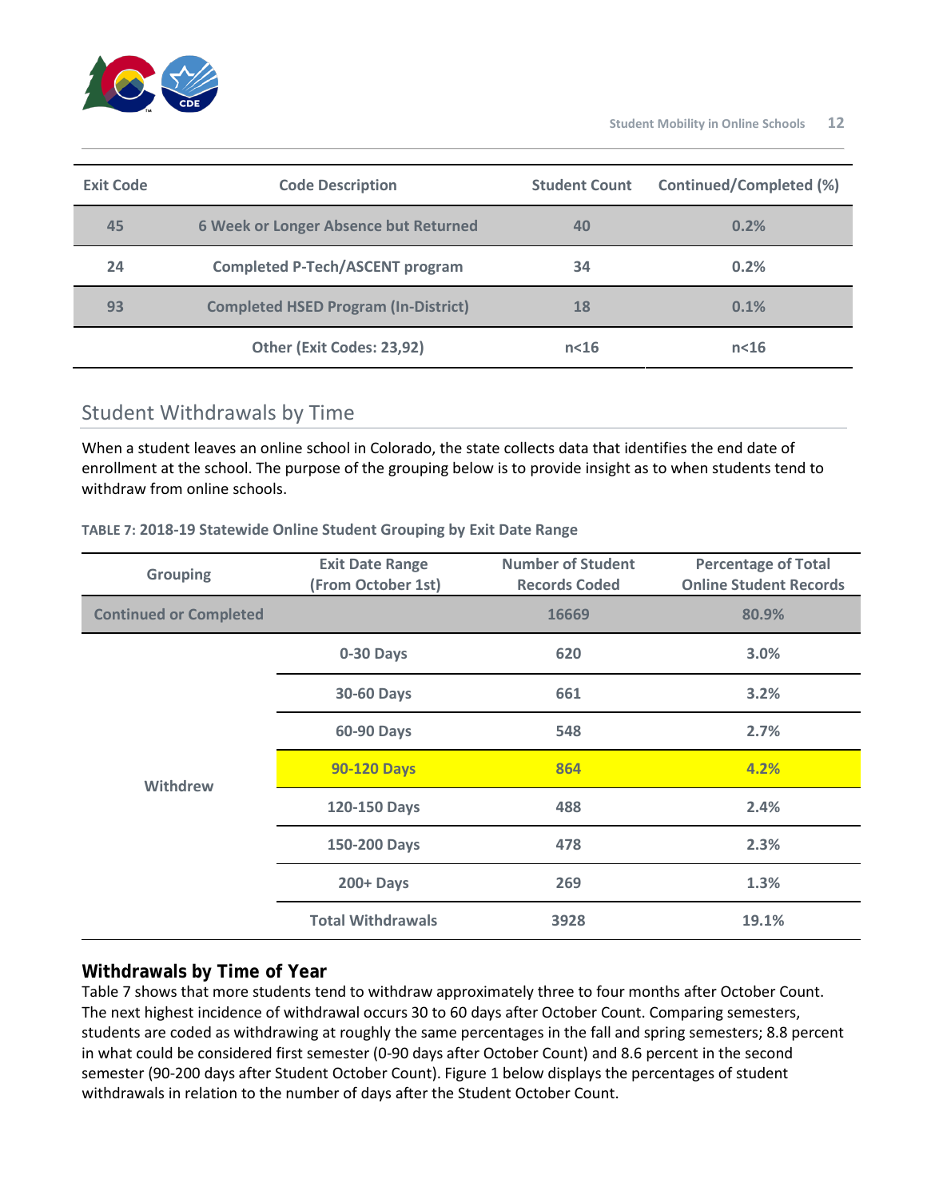| Exit Code | Code Description | Student Count | Continued/Completed (%) |
|---|---|---|---|
| 45 | 6 Week or Longer Absence but Returned | 40 | 0.2% |
| 24 | Completed P-Tech/ASCENT program | 34 | 0.2% |
| 93 | Completed HSED Program (In-District) | 18 | 0.1% |
| | Other (Exit Codes: 23,92) | n<16 | n<16 |

## Student Withdrawals by Time

When a student leaves an online school in Colorado, the state collects data that identifies the end date of enrollment at the school. The purpose of the grouping below is to provide insight as to when students tend to withdraw from online schools.

**TABLE 7: 2018-19 Statewide Online Student Grouping by Exit Date Range**

| Grouping | Exit Date Range (From October 1st) | Number of Student Records Coded | Percentage of Total Online Student Records |
|---|---|---|---|
| Continued or Completed | | 16669 | 80.9% |
| Withdrew | 0-30 Days | 620 | 3.0% |
| | 30-60 Days | 661 | 3.2% |
| | 60-90 Days | 548 | 2.7% |
| | 90-120 Days | 864 | 4.2% |
| | 120-150 Days | 488 | 2.4% |
| | 150-200 Days | 478 | 2.3% |
| | 200+ Days | 269 | 1.3% |
| | Total Withdrawals | 3928 | 19.1% |

### Withdrawals by Time of Year

Table 7 shows that more students tend to withdraw approximately three to four months after October Count. The next highest incidence of withdrawal occurs 30 to 60 days after October Count. Comparing semesters, students are coded as withdrawing at roughly the same percentages in the fall and spring semesters; 8.8 percent in what could be considered first semester (0-90 days after October Count) and 8.6 percent in the second semester (90-200 days after Student October Count). Figure 1 below displays the percentages of student withdrawals in relation to the number of days after the Student October Count.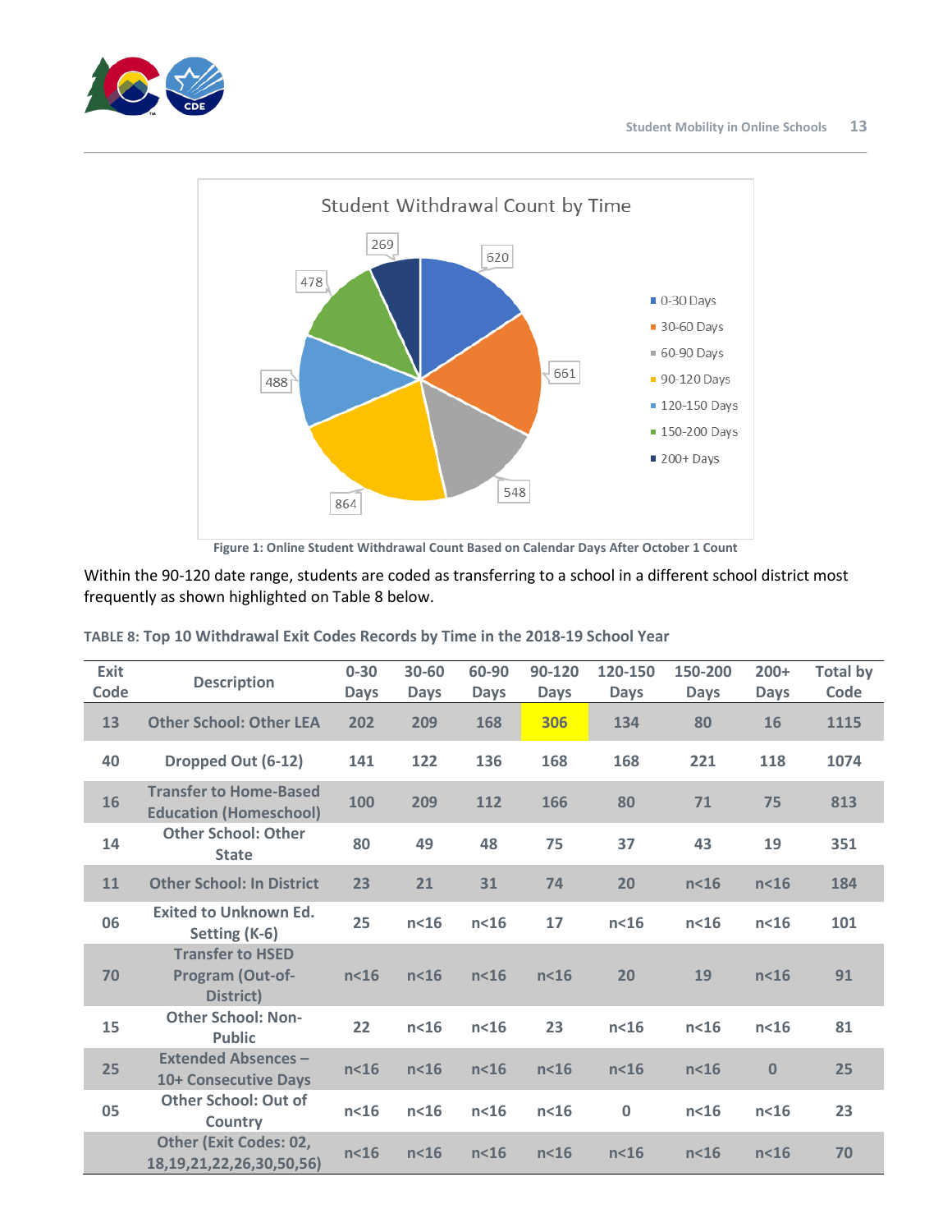Figure 1: Online Student Withdrawal Count Based on Calendar Days After October 1 Count

Within the 90-120 date range, students are coded as transferring to a school in a different school district most frequently as shown highlighted on Table 8 below.

**TABLE 8: Top 10 Withdrawal Exit Codes Records by Time in the 2018-19 School Year**

| Exit Code | Description | 0-30 Days | 30-60 Days | 60-90 Days | 90-120 Days | 120-150 Days | 150-200 Days | 200+ Days | Total by Code |
|---|---|---|---|---|---|---|---|---|---|
| 13 | Other School: Other LEA | 202 | 209 | 168 | 306 | 134 | 80 | 16 | 1115 |
| 40 | Dropped Out (6-12) | 141 | 122 | 136 | 168 | 168 | 221 | 118 | 1074 |
| 16 | Transfer to Home-Based Education (Homeschool) | 100 | 209 | 112 | 166 | 80 | 71 | 75 | 813 |
| 14 | Other School: Other State | 80 | 49 | 48 | 75 | 37 | 43 | 19 | 351 |
| 11 | Other School: In District | 23 | 21 | 31 | 74 | 20 | n<16 | n<16 | 184 |
| 06 | Exited to Unknown Ed. Setting (K-6) | 25 | n<16 | n<16 | 17 | n<16 | n<16 | n<16 | 101 |
| 70 | Transfer to HSED Program (Out-of-District) | n<16 | n<16 | n<16 | n<16 | 20 | 19 | n<16 | 91 |
| 15 | Other School: Non-Public | 22 | n<16 | n<16 | 23 | n<16 | n<16 | n<16 | 81 |
| 25 | Extended Absences – 10+ Consecutive Days | n<16 | n<16 | n<16 | n<16 | n<16 | n<16 | 0 | 25 |
| 05 | Other School: Out of Country | n<16 | n<16 | n<16 | n<16 | 0 | n<16 | n<16 | 23 |
| | Other (Exit Codes: 02, 18,19,21,22,26,30,50,56) | n<16 | n<16 | n<16 | n<16 | n<16 | n<16 | n<16 | 70 |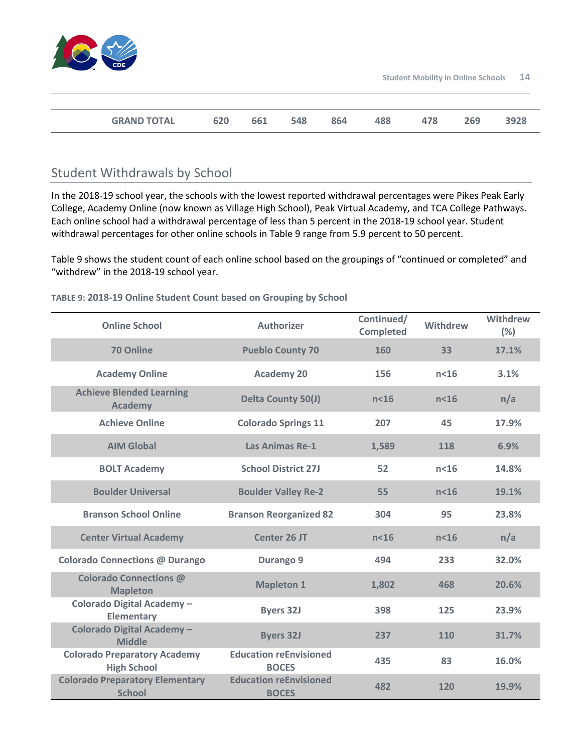| GRAND TOTAL | 620 | 661 | 548 | 864 | 488 | 478 | 269 | 3928 |
|---|---|---|---|---|---|---|---|---|

## Student Withdrawals by School

In the 2018-19 school year, the schools with the lowest reported withdrawal percentages were Pikes Peak Early College, Academy Online (now known as Village High School), Peak Virtual Academy, and TCA College Pathways. Each online school had a withdrawal percentage of less than 5 percent in the 2018-19 school year. Student withdrawal percentages for other online schools in Table 9 range from 5.9 percent to 50 percent.

Table 9 shows the student count of each online school based on the groupings of "continued or completed" and "withdrew" in the 2018-19 school year.

**TABLE 9: 2018-19 Online Student Count based on Grouping by School**

| Online School | Authorizer | Continued/ Completed | Withdrew | Withdrew (%) |
|---|---|---|---|---|
| 70 Online | Pueblo County 70 | 160 | 33 | 17.1% |
| Academy Online | Academy 20 | 156 | n<16 | 3.1% |
| Achieve Blended Learning Academy | Delta County 50(J) | n<16 | n<16 | n/a |
| Achieve Online | Colorado Springs 11 | 207 | 45 | 17.9% |
| AIM Global | Las Animas Re-1 | 1,589 | 118 | 6.9% |
| BOLT Academy | School District 27J | 52 | n<16 | 14.8% |
| Boulder Universal | Boulder Valley Re-2 | 55 | n<16 | 19.1% |
| Branson School Online | Branson Reorganized 82 | 304 | 95 | 23.8% |
| Center Virtual Academy | Center 26 JT | n<16 | n<16 | n/a |
| Colorado Connections @ Durango | Durango 9 | 494 | 233 | 32.0% |
| Colorado Connections @ Mapleton | Mapleton 1 | 1,802 | 468 | 20.6% |
| Colorado Digital Academy – Elementary | Byers 32J | 398 | 125 | 23.9% |
| Colorado Digital Academy – Middle | Byers 32J | 237 | 110 | 31.7% |
| Colorado Preparatory Academy High School | Education reEnvisioned BOCES | 435 | 83 | 16.0% |
| Colorado Preparatory Elementary School | Education reEnvisioned BOCES | 482 | 120 | 19.9% |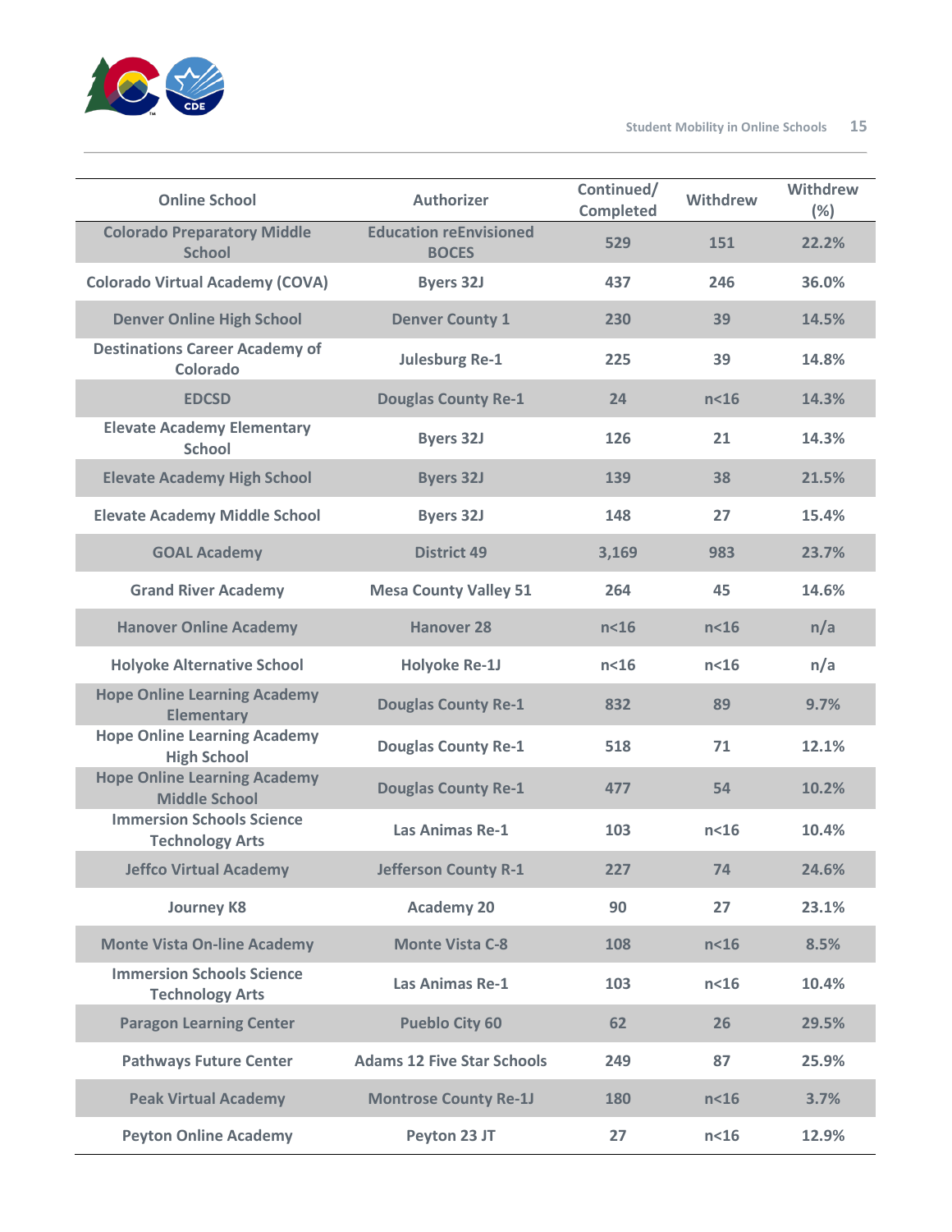| Online School | Authorizer | Continued/ Completed | Withdrew | Withdrew (%) |
|---|---|---|---|---|
| Colorado Preparatory Middle School | Education reEnvisioned BOCES | 529 | 151 | 22.2% |
| Colorado Virtual Academy (COVA) | Byers 32J | 437 | 246 | 36.0% |
| Denver Online High School | Denver County 1 | 230 | 39 | 14.5% |
| Destinations Career Academy of Colorado | Julesburg Re-1 | 225 | 39 | 14.8% |
| EDCSD | Douglas County Re-1 | 24 | n<16 | 14.3% |
| Elevate Academy Elementary School | Byers 32J | 126 | 21 | 14.3% |
| Elevate Academy High School | Byers 32J | 139 | 38 | 21.5% |
| Elevate Academy Middle School | Byers 32J | 148 | 27 | 15.4% |
| GOAL Academy | District 49 | 3,169 | 983 | 23.7% |
| Grand River Academy | Mesa County Valley 51 | 264 | 45 | 14.6% |
| Hanover Online Academy | Hanover 28 | n<16 | n<16 | n/a |
| Holyoke Alternative School | Holyoke Re-1J | n<16 | n<16 | n/a |
| Hope Online Learning Academy Elementary | Douglas County Re-1 | 832 | 89 | 9.7% |
| Hope Online Learning Academy High School | Douglas County Re-1 | 518 | 71 | 12.1% |
| Hope Online Learning Academy Middle School | Douglas County Re-1 | 477 | 54 | 10.2% |
| Immersion Schools Science Technology Arts | Las Animas Re-1 | 103 | n<16 | 10.4% |
| Jeffco Virtual Academy | Jefferson County R-1 | 227 | 74 | 24.6% |
| Journey K8 | Academy 20 | 90 | 27 | 23.1% |
| Monte Vista On-line Academy | Monte Vista C-8 | 108 | n<16 | 8.5% |
| Immersion Schools Science Technology Arts | Las Animas Re-1 | 103 | n<16 | 10.4% |
| Paragon Learning Center | Pueblo City 60 | 62 | 26 | 29.5% |
| Pathways Future Center | Adams 12 Five Star Schools | 249 | 87 | 25.9% |
| Peak Virtual Academy | Montrose County Re-1J | 180 | n<16 | 3.7% |
| Peyton Online Academy | Peyton 23 JT | 27 | n<16 | 12.9% |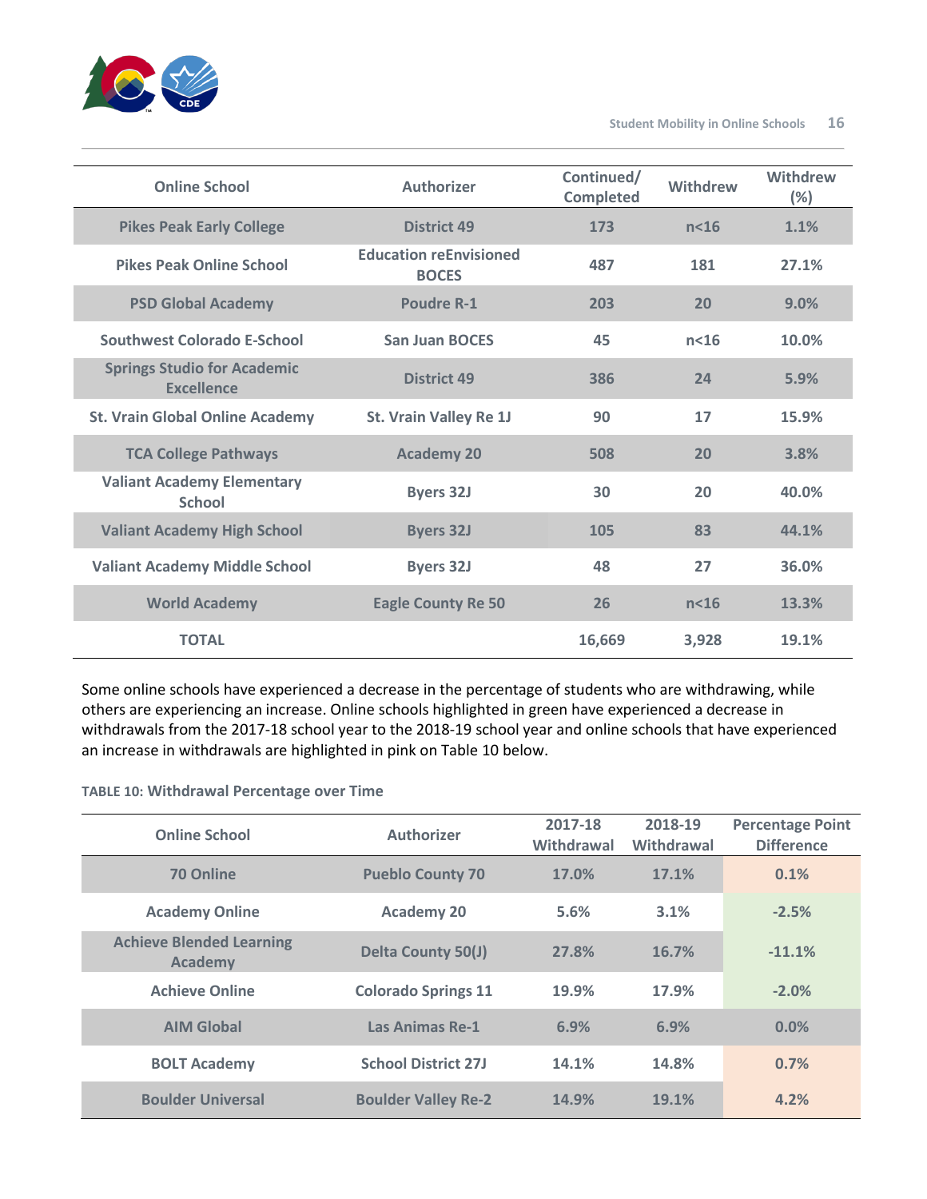| Online School | Authorizer | Continued/ Completed | Withdrew | Withdrew (%) |
|---|---|---|---|---|
| Pikes Peak Early College | District 49 | 173 | n<16 | 1.1% |
| Pikes Peak Online School | Education reEnvisioned BOCES | 487 | 181 | 27.1% |
| PSD Global Academy | Poudre R-1 | 203 | 20 | 9.0% |
| Southwest Colorado E-School | San Juan BOCES | 45 | n<16 | 10.0% |
| Springs Studio for Academic Excellence | District 49 | 386 | 24 | 5.9% |
| St. Vrain Global Online Academy | St. Vrain Valley Re 1J | 90 | 17 | 15.9% |
| TCA College Pathways | Academy 20 | 508 | 20 | 3.8% |
| Valiant Academy Elementary School | Byers 32J | 30 | 20 | 40.0% |
| Valiant Academy High School | Byers 32J | 105 | 83 | 44.1% |
| Valiant Academy Middle School | Byers 32J | 48 | 27 | 36.0% |
| World Academy | Eagle County Re 50 | 26 | n<16 | 13.3% |
| TOTAL | | 16,669 | 3,928 | 19.1% |

Some online schools have experienced a decrease in the percentage of students who are withdrawing, while others are experiencing an increase. Online schools highlighted in green have experienced a decrease in withdrawals from the 2017-18 school year to the 2018-19 school year and online schools that have experienced an increase in withdrawals are highlighted in pink on Table 10 below.

**TABLE 10: Withdrawal Percentage over Time**

| Online School | Authorizer | 2017-18 Withdrawal | 2018-19 Withdrawal | Percentage Point Difference |
|---|---|---|---|---|
| 70 Online | Pueblo County 70 | 17.0% | 17.1% | 0.1% |
| Academy Online | Academy 20 | 5.6% | 3.1% | -2.5% |
| Achieve Blended Learning Academy | Delta County 50(J) | 27.8% | 16.7% | -11.1% |
| Achieve Online | Colorado Springs 11 | 19.9% | 17.9% | -2.0% |
| AIM Global | Las Animas Re-1 | 6.9% | 6.9% | 0.0% |
| BOLT Academy | School District 27J | 14.1% | 14.8% | 0.7% |
| Boulder Universal | Boulder Valley Re-2 | 14.9% | 19.1% | 4.2% |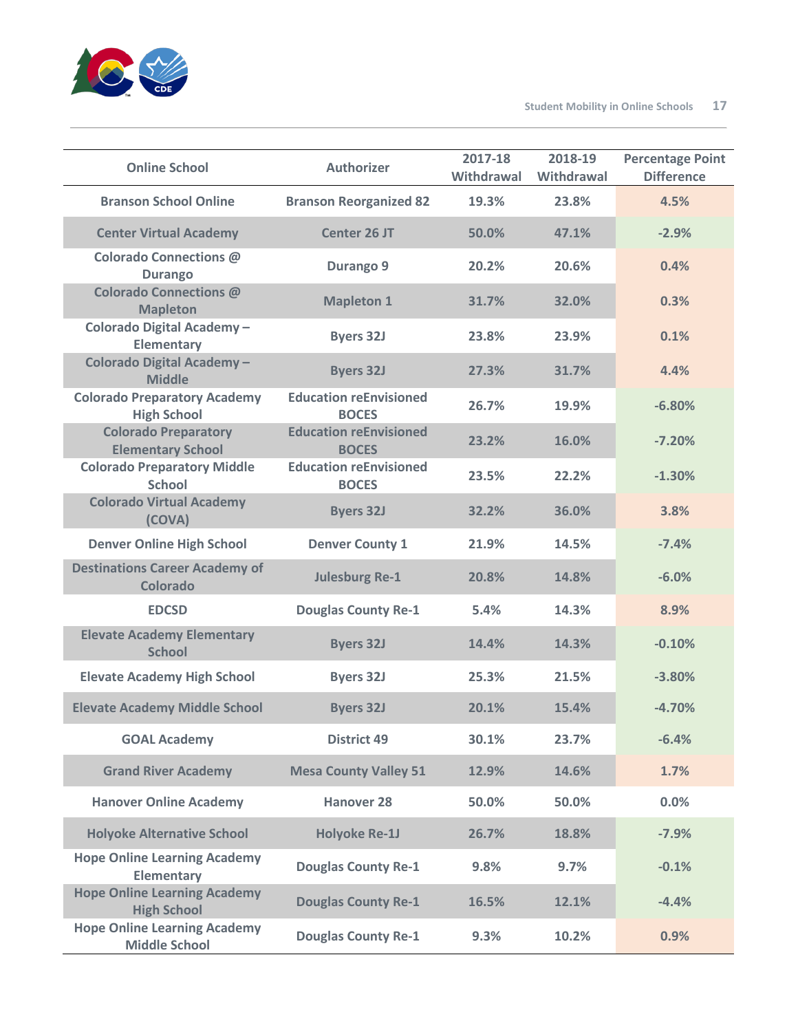| Online School | Authorizer | 2017-18 Withdrawal | 2018-19 Withdrawal | Percentage Point Difference |
|---|---|---|---|---|
| Branson School Online | Branson Reorganized 82 | 19.3% | 23.8% | 4.5% |
| Center Virtual Academy | Center 26 JT | 50.0% | 47.1% | -2.9% |
| Colorado Connections @ Durango | Durango 9 | 20.2% | 20.6% | 0.4% |
| Colorado Connections @ Mapleton | Mapleton 1 | 31.7% | 32.0% | 0.3% |
| Colorado Digital Academy – Elementary | Byers 32J | 23.8% | 23.9% | 0.1% |
| Colorado Digital Academy – Middle | Byers 32J | 27.3% | 31.7% | 4.4% |
| Colorado Preparatory Academy High School | Education reEnvisioned BOCES | 26.7% | 19.9% | -6.80% |
| Colorado Preparatory Elementary School | Education reEnvisioned BOCES | 23.2% | 16.0% | -7.20% |
| Colorado Preparatory Middle School | Education reEnvisioned BOCES | 23.5% | 22.2% | -1.30% |
| Colorado Virtual Academy (COVA) | Byers 32J | 32.2% | 36.0% | 3.8% |
| Denver Online High School | Denver County 1 | 21.9% | 14.5% | -7.4% |
| Destinations Career Academy of Colorado | Julesburg Re-1 | 20.8% | 14.8% | -6.0% |
| EDCSD | Douglas County Re-1 | 5.4% | 14.3% | 8.9% |
| Elevate Academy Elementary School | Byers 32J | 14.4% | 14.3% | -0.10% |
| Elevate Academy High School | Byers 32J | 25.3% | 21.5% | -3.80% |
| Elevate Academy Middle School | Byers 32J | 20.1% | 15.4% | -4.70% |
| GOAL Academy | District 49 | 30.1% | 23.7% | -6.4% |
| Grand River Academy | Mesa County Valley 51 | 12.9% | 14.6% | 1.7% |
| Hanover Online Academy | Hanover 28 | 50.0% | 50.0% | 0.0% |
| Holyoke Alternative School | Holyoke Re-1J | 26.7% | 18.8% | -7.9% |
| Hope Online Learning Academy Elementary | Douglas County Re-1 | 9.8% | 9.7% | -0.1% |
| Hope Online Learning Academy High School | Douglas County Re-1 | 16.5% | 12.1% | -4.4% |
| Hope Online Learning Academy Middle School | Douglas County Re-1 | 9.3% | 10.2% | 0.9% |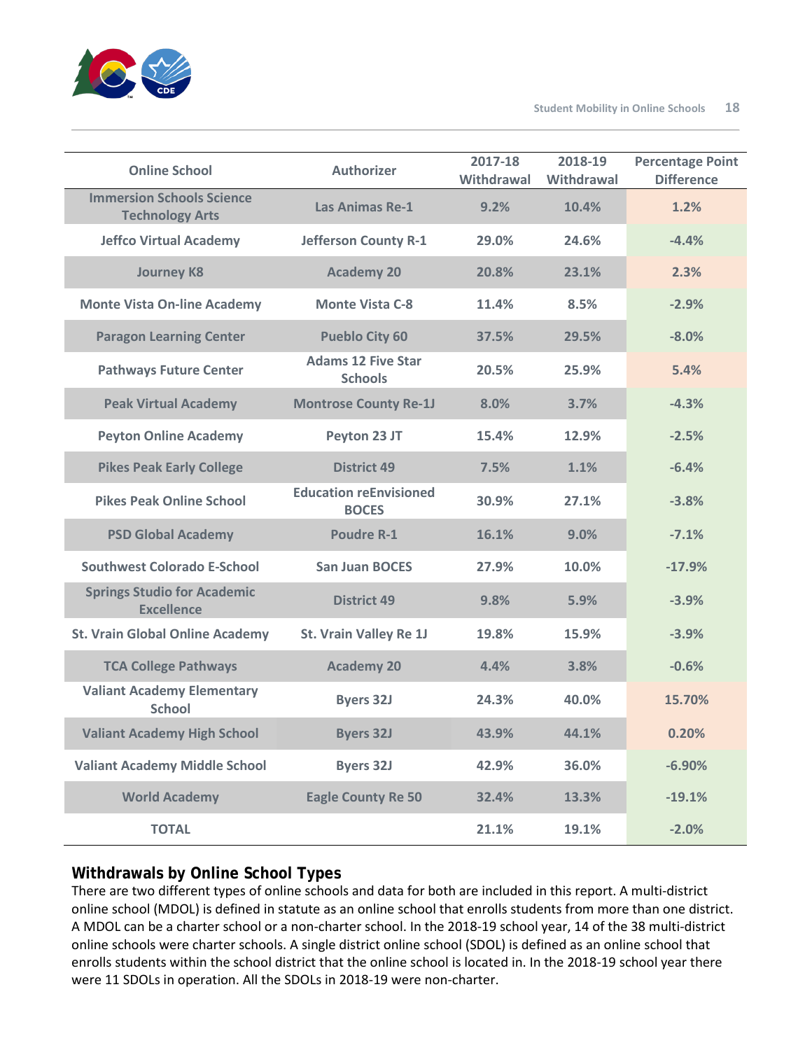| Online School | Authorizer | 2017-18 Withdrawal | 2018-19 Withdrawal | Percentage Point Difference |
|---|---|---|---|---|
| Immersion Schools Science Technology Arts | Las Animas Re-1 | 9.2% | 10.4% | 1.2% |
| Jeffco Virtual Academy | Jefferson County R-1 | 29.0% | 24.6% | -4.4% |
| Journey K8 | Academy 20 | 20.8% | 23.1% | 2.3% |
| Monte Vista On-line Academy | Monte Vista C-8 | 11.4% | 8.5% | -2.9% |
| Paragon Learning Center | Pueblo City 60 | 37.5% | 29.5% | -8.0% |
| Pathways Future Center | Adams 12 Five Star Schools | 20.5% | 25.9% | 5.4% |
| Peak Virtual Academy | Montrose County Re-1J | 8.0% | 3.7% | -4.3% |
| Peyton Online Academy | Peyton 23 JT | 15.4% | 12.9% | -2.5% |
| Pikes Peak Early College | District 49 | 7.5% | 1.1% | -6.4% |
| Pikes Peak Online School | Education reEnvisioned BOCES | 30.9% | 27.1% | -3.8% |
| PSD Global Academy | Poudre R-1 | 16.1% | 9.0% | -7.1% |
| Southwest Colorado E-School | San Juan BOCES | 27.9% | 10.0% | -17.9% |
| Springs Studio for Academic Excellence | District 49 | 9.8% | 5.9% | -3.9% |
| St. Vrain Global Online Academy | St. Vrain Valley Re 1J | 19.8% | 15.9% | -3.9% |
| TCA College Pathways | Academy 20 | 4.4% | 3.8% | -0.6% |
| Valiant Academy Elementary School | Byers 32J | 24.3% | 40.0% | 15.70% |
| Valiant Academy High School | Byers 32J | 43.9% | 44.1% | 0.20% |
| Valiant Academy Middle School | Byers 32J | 42.9% | 36.0% | -6.90% |
| World Academy | Eagle County Re 50 | 32.4% | 13.3% | -19.1% |
| TOTAL | | 21.1% | 19.1% | -2.0% |

## Withdrawals by Online School Types

There are two different types of online schools and data for both are included in this report. A multi-district online school (MDOL) is defined in statute as an online school that enrolls students from more than one district. A MDOL can be a charter school or a non-charter school. In the 2018-19 school year, 14 of the 38 multi-district online schools were charter schools. A single district online school (SDOL) is defined as an online school that enrolls students within the school district that the online school is located in. In the 2018-19 school year there were 11 SDOLs in operation. All the SDOLs in 2018-19 were non-charter.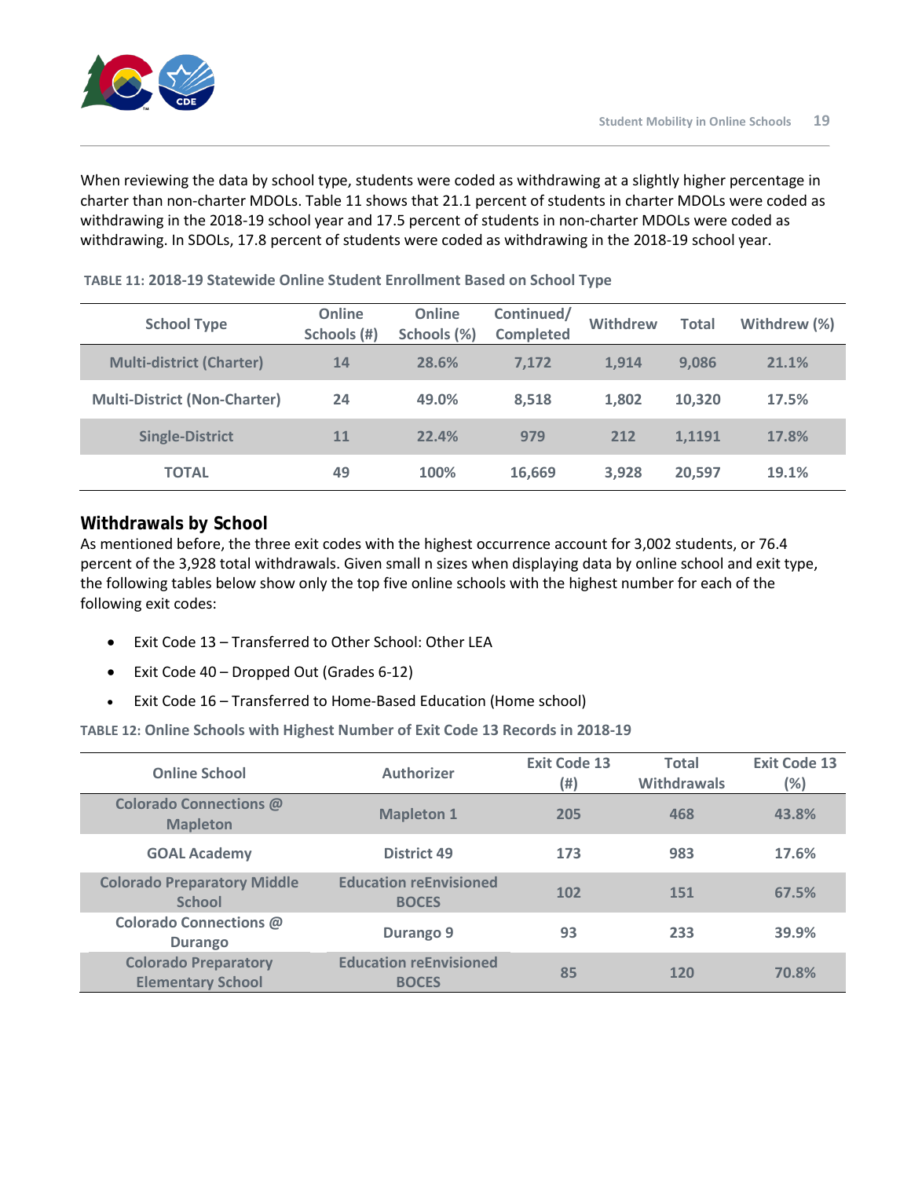When reviewing the data by school type, students were coded as withdrawing at a slightly higher percentage in charter than non-charter MDOLs. Table 11 shows that 21.1 percent of students in charter MDOLs were coded as withdrawing in the 2018-19 school year and 17.5 percent of students in non-charter MDOLs were coded as withdrawing. In SDOLs, 17.8 percent of students were coded as withdrawing in the 2018-19 school year.

**TABLE 11: 2018-19 Statewide Online Student Enrollment Based on School Type**

| School Type | Online Schools (#) | Online Schools (%) | Continued/ Completed | Withdrew | Total | Withdrew (%) |
|---|---|---|---|---|---|---|
| Multi-district (Charter) | 14 | 28.6% | 7,172 | 1,914 | 9,086 | 21.1% |
| Multi-District (Non-Charter) | 24 | 49.0% | 8,518 | 1,802 | 10,320 | 17.5% |
| Single-District | 11 | 22.4% | 979 | 212 | 1,1191 | 17.8% |
| TOTAL | 49 | 100% | 16,669 | 3,928 | 20,597 | 19.1% |

## Withdrawals by School

As mentioned before, the three exit codes with the highest occurrence account for 3,002 students, or 76.4 percent of the 3,928 total withdrawals. Given small n sizes when displaying data by online school and exit type, the following tables below show only the top five online schools with the highest number for each of the following exit codes:

- Exit Code 13 – Transferred to Other School: Other LEA
- Exit Code 40 – Dropped Out (Grades 6-12)
- Exit Code 16 – Transferred to Home-Based Education (Home school)

**TABLE 12: Online Schools with Highest Number of Exit Code 13 Records in 2018-19**

| Online School | Authorizer | Exit Code 13 (#) | Total Withdrawals | Exit Code 13 (%) |
|---|---|---|---|---|
| Colorado Connections @ Mapleton | Mapleton 1 | 205 | 468 | 43.8% |
| GOAL Academy | District 49 | 173 | 983 | 17.6% |
| Colorado Preparatory Middle School | Education reEnvisioned BOCES | 102 | 151 | 67.5% |
| Colorado Connections @ Durango | Durango 9 | 93 | 233 | 39.9% |
| Colorado Preparatory Elementary School | Education reEnvisioned BOCES | 85 | 120 | 70.8% |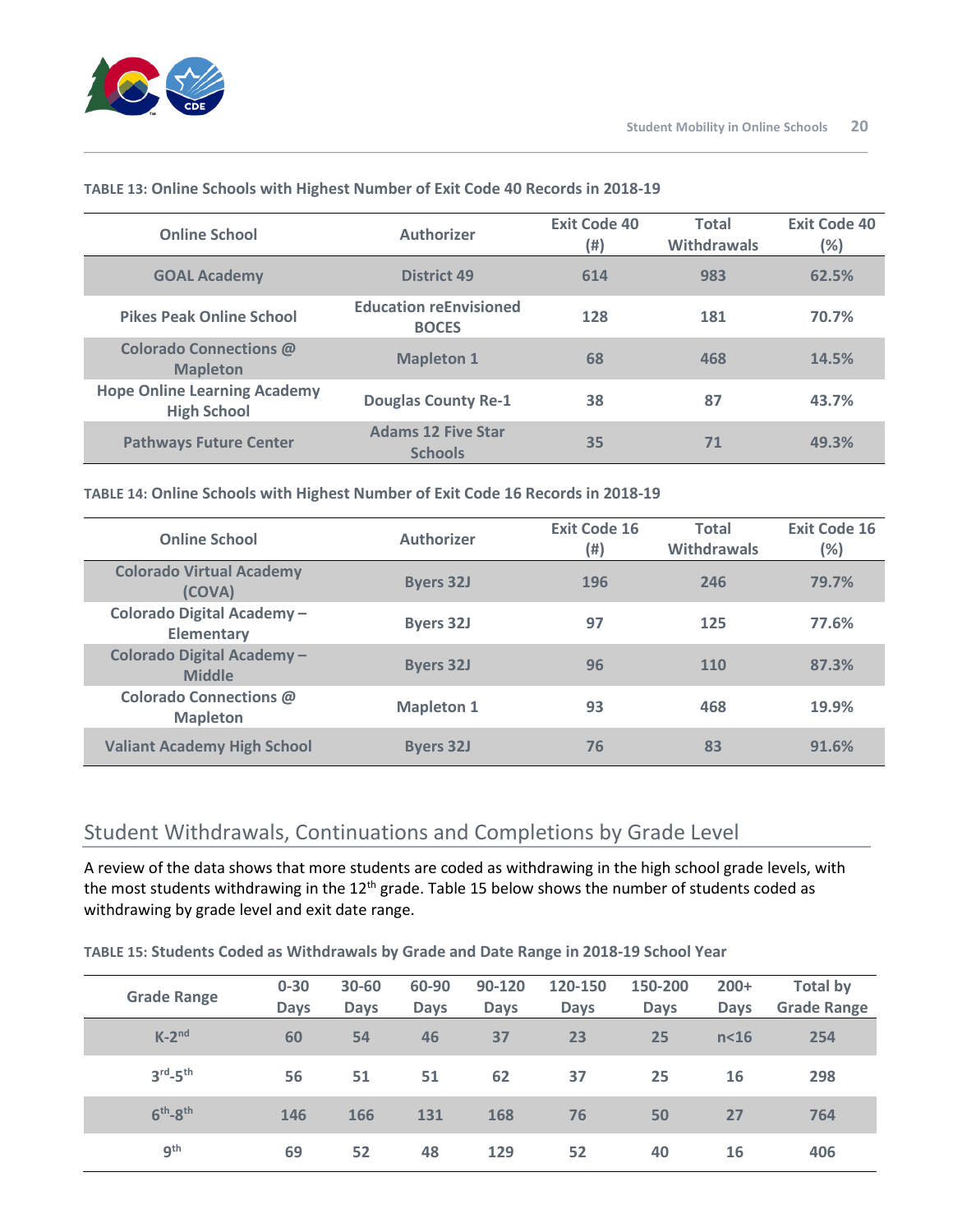**TABLE 13: Online Schools with Highest Number of Exit Code 40 Records in 2018-19**

| Online School | Authorizer | Exit Code 40 (#) | Total Withdrawals | Exit Code 40 (%) |
|---|---|---|---|---|
| GOAL Academy | District 49 | 614 | 983 | 62.5% |
| Pikes Peak Online School | Education reEnvisioned BOCES | 128 | 181 | 70.7% |
| Colorado Connections @ Mapleton | Mapleton 1 | 68 | 468 | 14.5% |
| Hope Online Learning Academy High School | Douglas County Re-1 | 38 | 87 | 43.7% |
| Pathways Future Center | Adams 12 Five Star Schools | 35 | 71 | 49.3% |

**TABLE 14: Online Schools with Highest Number of Exit Code 16 Records in 2018-19**

| Online School | Authorizer | Exit Code 16 (#) | Total Withdrawals | Exit Code 16 (%) |
|---|---|---|---|---|
| Colorado Virtual Academy (COVA) | Byers 32J | 196 | 246 | 79.7% |
| Colorado Digital Academy – Elementary | Byers 32J | 97 | 125 | 77.6% |
| Colorado Digital Academy – Middle | Byers 32J | 96 | 110 | 87.3% |
| Colorado Connections @ Mapleton | Mapleton 1 | 93 | 468 | 19.9% |
| Valiant Academy High School | Byers 32J | 76 | 83 | 91.6% |

## Student Withdrawals, Continuations and Completions by Grade Level

A review of the data shows that more students are coded as withdrawing in the high school grade levels, with the most students withdrawing in the 12th grade. Table 15 below shows the number of students coded as withdrawing by grade level and exit date range.

**TABLE 15: Students Coded as Withdrawals by Grade and Date Range in 2018-19 School Year**

| Grade Range | 0-30 Days | 30-60 Days | 60-90 Days | 90-120 Days | 120-150 Days | 150-200 Days | 200+ Days | Total by Grade Range |
|---|---|---|---|---|---|---|---|---|
| K-2nd | 60 | 54 | 46 | 37 | 23 | 25 | n<16 | 254 |
| 3rd-5th | 56 | 51 | 51 | 62 | 37 | 25 | 16 | 298 |
| 6th-8th | 146 | 166 | 131 | 168 | 76 | 50 | 27 | 764 |
| 9th | 69 | 52 | 48 | 129 | 52 | 40 | 16 | 406 |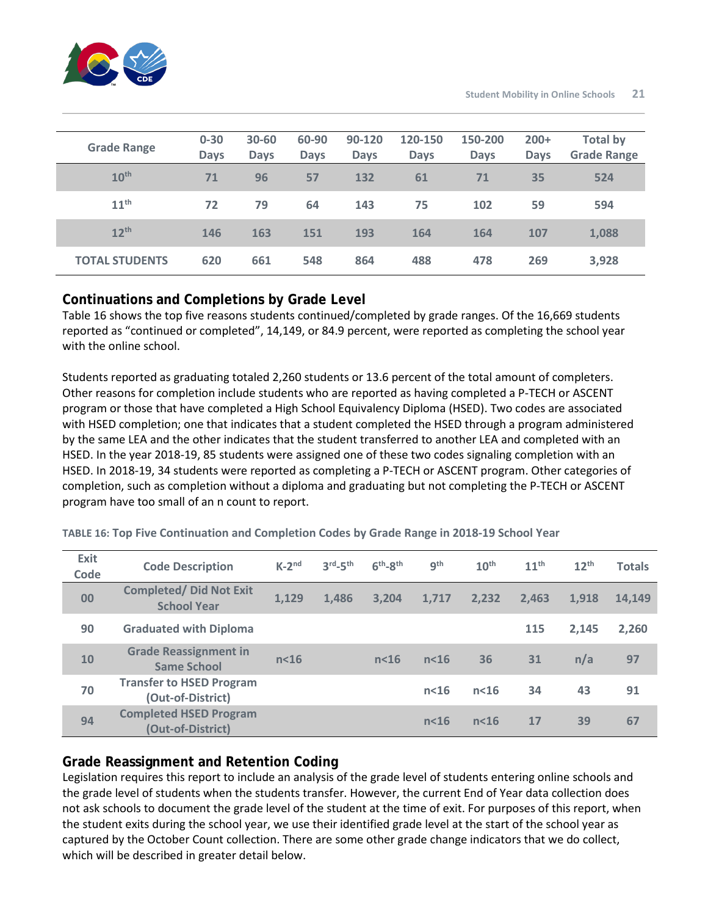| Grade Range | 0-30 Days | 30-60 Days | 60-90 Days | 90-120 Days | 120-150 Days | 150-200 Days | 200+ Days | Total by Grade Range |
|---|---|---|---|---|---|---|---|---|
| 10th | 71 | 96 | 57 | 132 | 61 | 71 | 35 | 524 |
| 11th | 72 | 79 | 64 | 143 | 75 | 102 | 59 | 594 |
| 12th | 146 | 163 | 151 | 193 | 164 | 164 | 107 | 1,088 |
| TOTAL STUDENTS | 620 | 661 | 548 | 864 | 488 | 478 | 269 | 3,928 |

## Continuations and Completions by Grade Level

Table 16 shows the top five reasons students continued/completed by grade ranges. Of the 16,669 students reported as "continued or completed", 14,149, or 84.9 percent, were reported as completing the school year with the online school.

Students reported as graduating totaled 2,260 students or 13.6 percent of the total amount of completers. Other reasons for completion include students who are reported as having completed a P-TECH or ASCENT program or those that have completed a High School Equivalency Diploma (HSED). Two codes are associated with HSED completion; one that indicates that a student completed the HSED through a program administered by the same LEA and the other indicates that the student transferred to another LEA and completed with an HSED. In the year 2018-19, 85 students were assigned one of these two codes signaling completion with an HSED. In 2018-19, 34 students were reported as completing a P-TECH or ASCENT program. Other categories of completion, such as completion without a diploma and graduating but not completing the P-TECH or ASCENT program have too small of an n count to report.

**TABLE 16: Top Five Continuation and Completion Codes by Grade Range in 2018-19 School Year**

| Exit Code | Code Description | K-2nd | 3rd-5th | 6th-8th | 9th | 10th | 11th | 12th | Totals |
|---|---|---|---|---|---|---|---|---|---|
| 00 | Completed/ Did Not Exit School Year | 1,129 | 1,486 | 3,204 | 1,717 | 2,232 | 2,463 | 1,918 | 14,149 |
| 90 | Graduated with Diploma | | | | | | 115 | 2,145 | 2,260 |
| 10 | Grade Reassignment in Same School | n<16 | | n<16 | n<16 | 36 | 31 | n/a | 97 |
| 70 | Transfer to HSED Program (Out-of-District) | | | | n<16 | n<16 | 34 | 43 | 91 |
| 94 | Completed HSED Program (Out-of-District) | | | | n<16 | n<16 | 17 | 39 | 67 |

## Grade Reassignment and Retention Coding

Legislation requires this report to include an analysis of the grade level of students entering online schools and the grade level of students when the students transfer. However, the current End of Year data collection does not ask schools to document the grade level of the student at the time of exit. For purposes of this report, when the student exits during the school year, we use their identified grade level at the start of the school year as captured by the October Count collection. There are some other grade change indicators that we do collect, which will be described in greater detail below.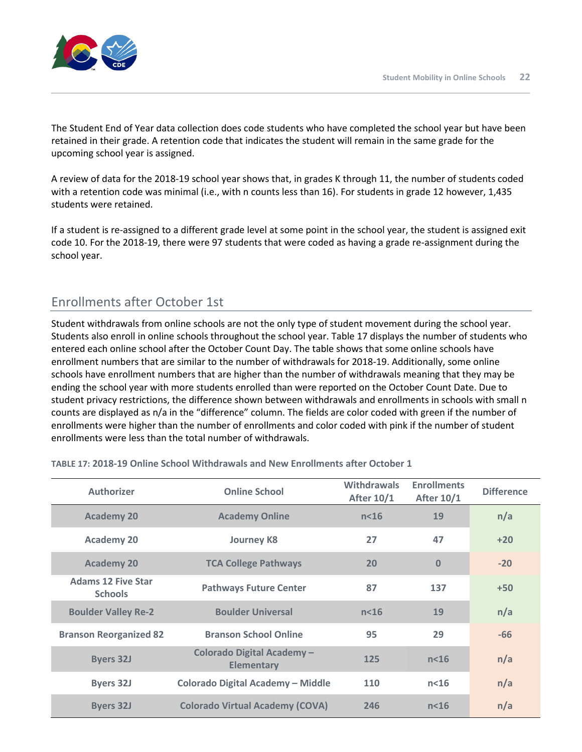The Student End of Year data collection does code students who have completed the school year but have been retained in their grade. A retention code that indicates the student will remain in the same grade for the upcoming school year is assigned.

A review of data for the 2018-19 school year shows that, in grades K through 11, the number of students coded with a retention code was minimal (i.e., with n counts less than 16). For students in grade 12 however, 1,435 students were retained.

If a student is re-assigned to a different grade level at some point in the school year, the student is assigned exit code 10. For the 2018-19, there were 97 students that were coded as having a grade re-assignment during the school year.

## Enrollments after October 1st

Student withdrawals from online schools are not the only type of student movement during the school year. Students also enroll in online schools throughout the school year. Table 17 displays the number of students who entered each online school after the October Count Day. The table shows that some online schools have enrollment numbers that are similar to the number of withdrawals for 2018-19. Additionally, some online schools have enrollment numbers that are higher than the number of withdrawals meaning that they may be ending the school year with more students enrolled than were reported on the October Count Date. Due to student privacy restrictions, the difference shown between withdrawals and enrollments in schools with small n counts are displayed as n/a in the "difference" column. The fields are color coded with green if the number of enrollments were higher than the number of enrollments and color coded with pink if the number of student enrollments were less than the total number of withdrawals.

**TABLE 17: 2018-19 Online School Withdrawals and New Enrollments after October 1**

| Authorizer | Online School | Withdrawals After 10/1 | Enrollments After 10/1 | Difference |
|---|---|---|---|---|
| Academy 20 | Academy Online | n<16 | 19 | n/a |
| Academy 20 | Journey K8 | 27 | 47 | +20 |
| Academy 20 | TCA College Pathways | 20 | 0 | -20 |
| Adams 12 Five Star Schools | Pathways Future Center | 87 | 137 | +50 |
| Boulder Valley Re-2 | Boulder Universal | n<16 | 19 | n/a |
| Branson Reorganized 82 | Branson School Online | 95 | 29 | -66 |
| Byers 32J | Colorado Digital Academy – Elementary | 125 | n<16 | n/a |
| Byers 32J | Colorado Digital Academy – Middle | 110 | n<16 | n/a |
| Byers 32J | Colorado Virtual Academy (COVA) | 246 | n<16 | n/a |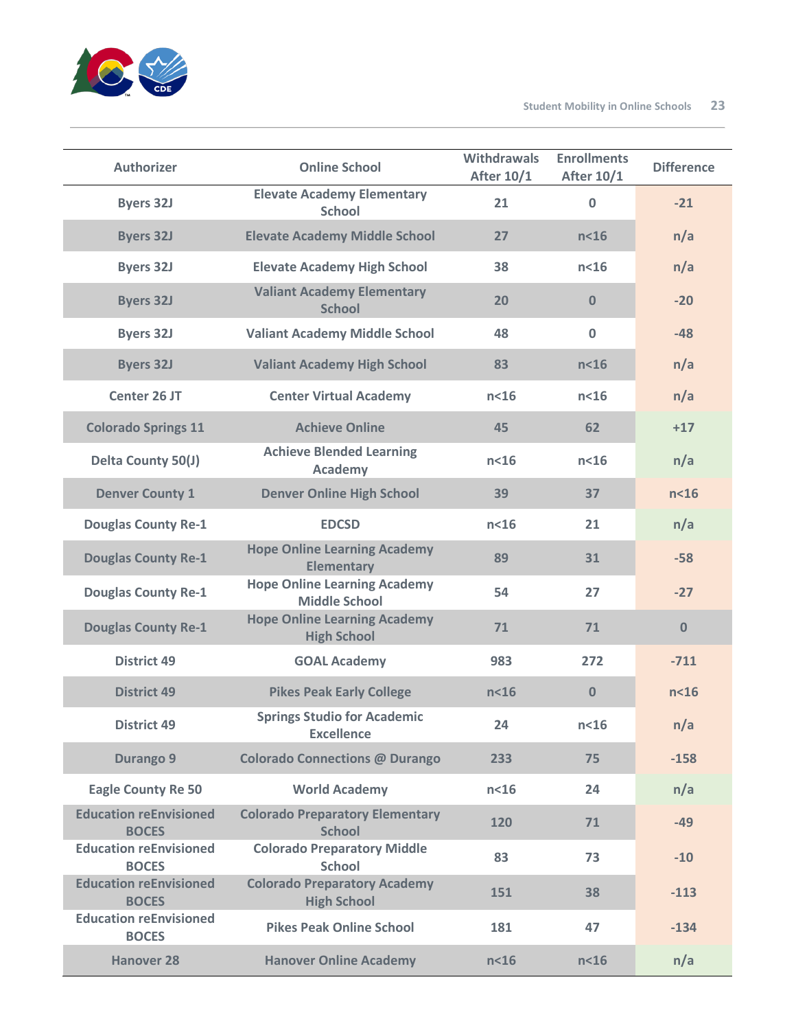| Authorizer | Online School | Withdrawals After 10/1 | Enrollments After 10/1 | Difference |
|---|---|---|---|---|
| Byers 32J | Elevate Academy Elementary School | 21 | 0 | -21 |
| Byers 32J | Elevate Academy Middle School | 27 | n<16 | n/a |
| Byers 32J | Elevate Academy High School | 38 | n<16 | n/a |
| Byers 32J | Valiant Academy Elementary School | 20 | 0 | -20 |
| Byers 32J | Valiant Academy Middle School | 48 | 0 | -48 |
| Byers 32J | Valiant Academy High School | 83 | n<16 | n/a |
| Center 26 JT | Center Virtual Academy | n<16 | n<16 | n/a |
| Colorado Springs 11 | Achieve Online | 45 | 62 | +17 |
| Delta County 50(J) | Achieve Blended Learning Academy | n<16 | n<16 | n/a |
| Denver County 1 | Denver Online High School | 39 | 37 | n<16 |
| Douglas County Re-1 | EDCSD | n<16 | 21 | n/a |
| Douglas County Re-1 | Hope Online Learning Academy Elementary | 89 | 31 | -58 |
| Douglas County Re-1 | Hope Online Learning Academy Middle School | 54 | 27 | -27 |
| Douglas County Re-1 | Hope Online Learning Academy High School | 71 | 71 | 0 |
| District 49 | GOAL Academy | 983 | 272 | -711 |
| District 49 | Pikes Peak Early College | n<16 | 0 | n<16 |
| District 49 | Springs Studio for Academic Excellence | 24 | n<16 | n/a |
| Durango 9 | Colorado Connections @ Durango | 233 | 75 | -158 |
| Eagle County Re 50 | World Academy | n<16 | 24 | n/a |
| Education reEnvisioned BOCES | Colorado Preparatory Elementary School | 120 | 71 | -49 |
| Education reEnvisioned BOCES | Colorado Preparatory Middle School | 83 | 73 | -10 |
| Education reEnvisioned BOCES | Colorado Preparatory Academy High School | 151 | 38 | -113 |
| Education reEnvisioned BOCES | Pikes Peak Online School | 181 | 47 | -134 |
| Hanover 28 | Hanover Online Academy | n<16 | n<16 | n/a |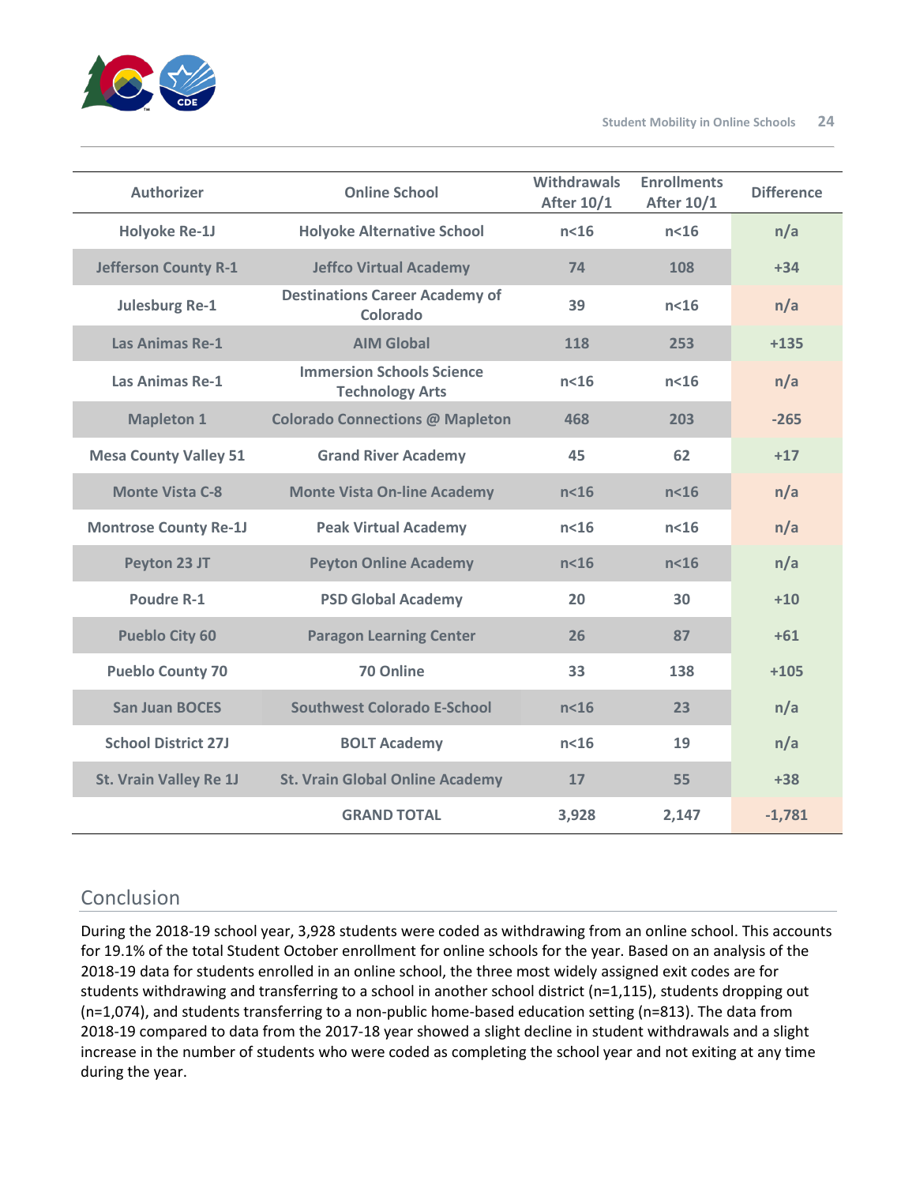| Authorizer | Online School | Withdrawals After 10/1 | Enrollments After 10/1 | Difference |
|---|---|---|---|---|
| Holyoke Re-1J | Holyoke Alternative School | n<16 | n<16 | n/a |
| Jefferson County R-1 | Jeffco Virtual Academy | 74 | 108 | +34 |
| Julesburg Re-1 | Destinations Career Academy of Colorado | 39 | n<16 | n/a |
| Las Animas Re-1 | AIM Global | 118 | 253 | +135 |
| Las Animas Re-1 | Immersion Schools Science Technology Arts | n<16 | n<16 | n/a |
| Mapleton 1 | Colorado Connections @ Mapleton | 468 | 203 | -265 |
| Mesa County Valley 51 | Grand River Academy | 45 | 62 | +17 |
| Monte Vista C-8 | Monte Vista On-line Academy | n<16 | n<16 | n/a |
| Montrose County Re-1J | Peak Virtual Academy | n<16 | n<16 | n/a |
| Peyton 23 JT | Peyton Online Academy | n<16 | n<16 | n/a |
| Poudre R-1 | PSD Global Academy | 20 | 30 | +10 |
| Pueblo City 60 | Paragon Learning Center | 26 | 87 | +61 |
| Pueblo County 70 | 70 Online | 33 | 138 | +105 |
| San Juan BOCES | Southwest Colorado E-School | n<16 | 23 | n/a |
| School District 27J | BOLT Academy | n<16 | 19 | n/a |
| St. Vrain Valley Re 1J | St. Vrain Global Online Academy | 17 | 55 | +38 |
| | GRAND TOTAL | 3,928 | 2,147 | -1,781 |

## Conclusion

During the 2018-19 school year, 3,928 students were coded as withdrawing from an online school. This accounts for 19.1% of the total Student October enrollment for online schools for the year. Based on an analysis of the 2018-19 data for students enrolled in an online school, the three most widely assigned exit codes are for students withdrawing and transferring to a school in another school district (n=1,115), students dropping out (n=1,074), and students transferring to a non-public home-based education setting (n=813). The data from 2018-19 compared to data from the 2017-18 year showed a slight decline in student withdrawals and a slight increase in the number of students who were coded as completing the school year and not exiting at any time during the year.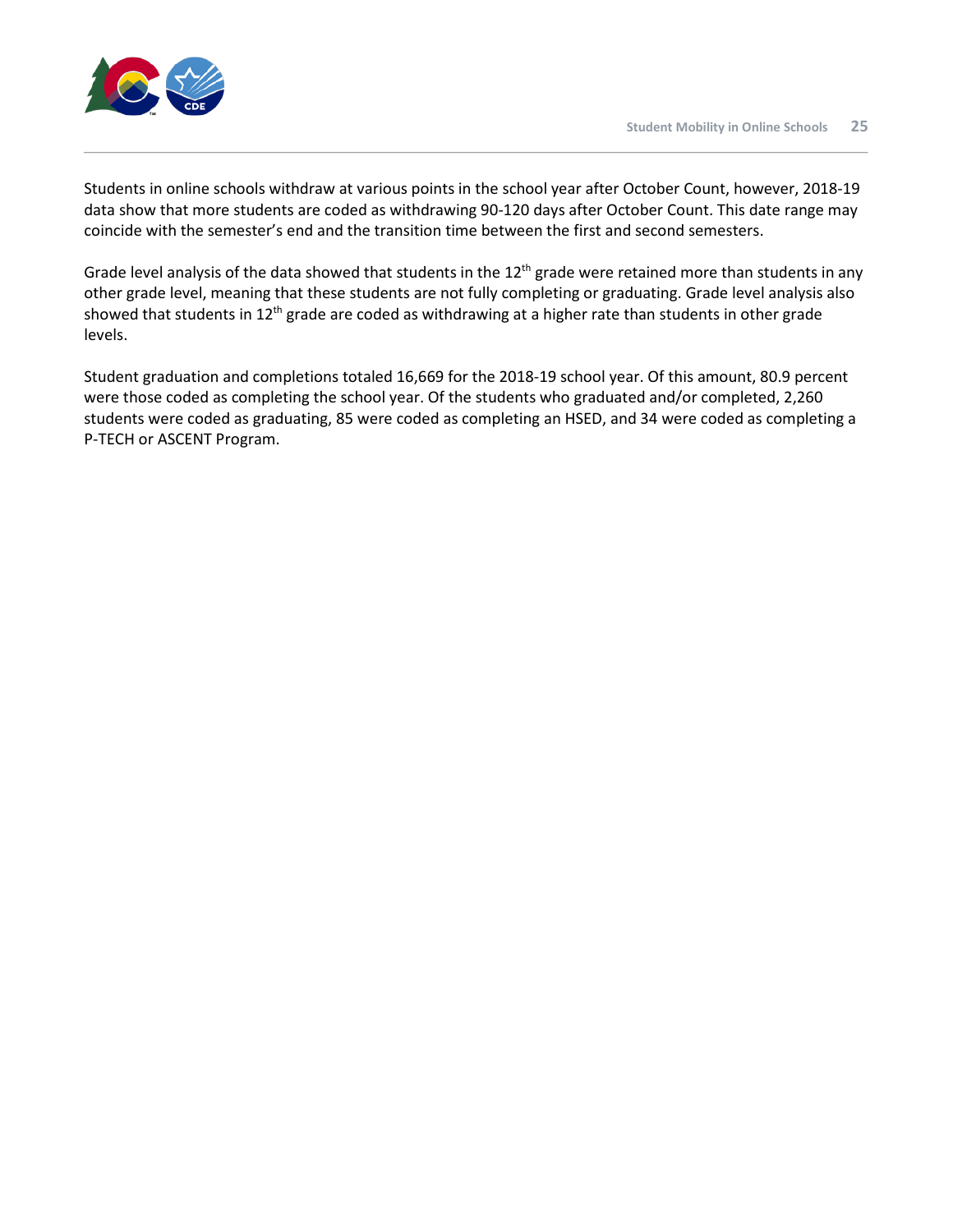Students in online schools withdraw at various points in the school year after October Count, however, 2018-19 data show that more students are coded as withdrawing 90-120 days after October Count. This date range may coincide with the semester's end and the transition time between the first and second semesters.

Grade level analysis of the data showed that students in the 12th grade were retained more than students in any other grade level, meaning that these students are not fully completing or graduating. Grade level analysis also showed that students in 12th grade are coded as withdrawing at a higher rate than students in other grade levels.

Student graduation and completions totaled 16,669 for the 2018-19 school year. Of this amount, 80.9 percent were those coded as completing the school year. Of the students who graduated and/or completed, 2,260 students were coded as graduating, 85 were coded as completing an HSED, and 34 were coded as completing a P-TECH or ASCENT Program.